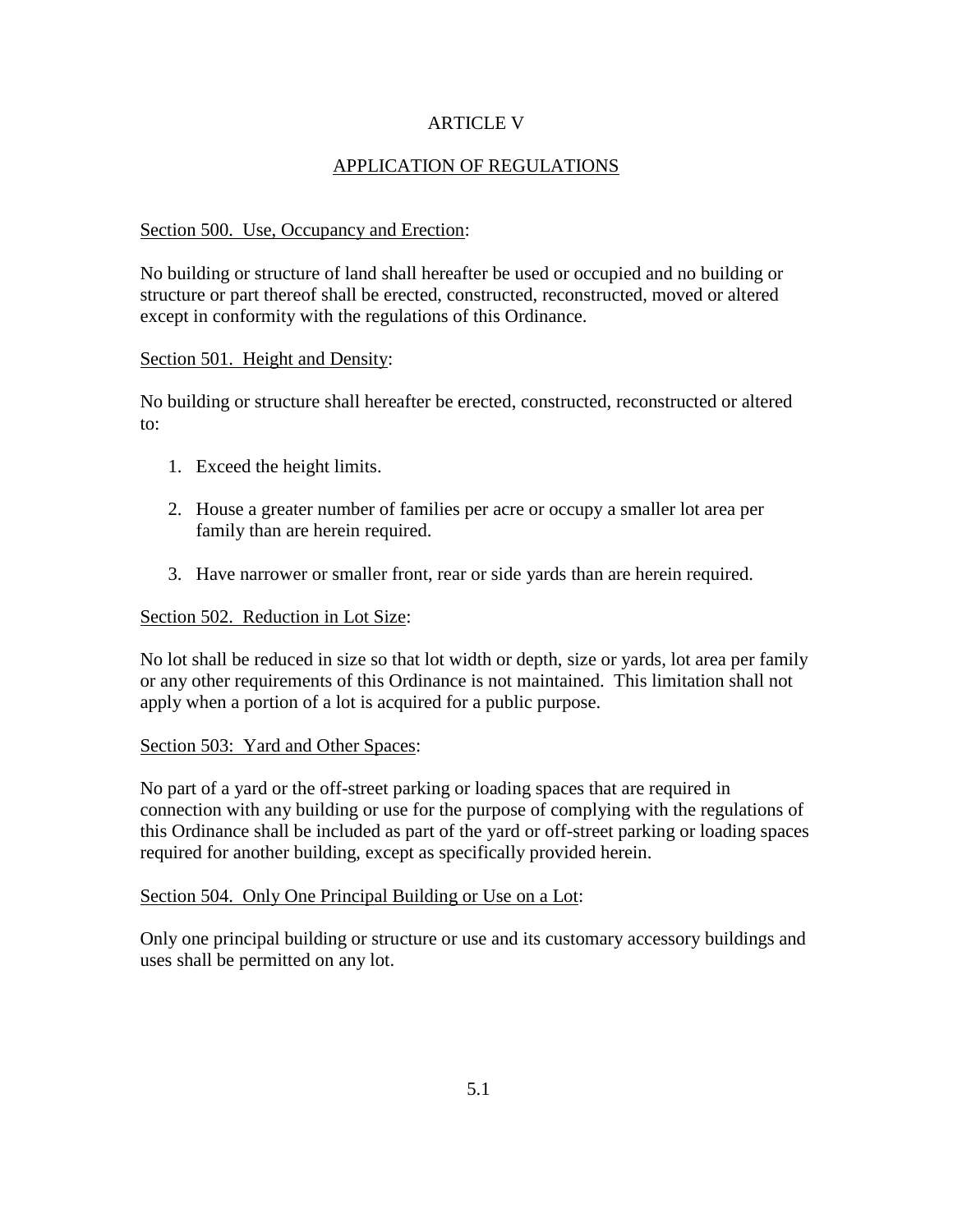# ARTICLE V

## APPLICATION OF REGULATIONS

### Section 500. Use, Occupancy and Erection:

No building or structure of land shall hereafter be used or occupied and no building or structure or part thereof shall be erected, constructed, reconstructed, moved or altered except in conformity with the regulations of this Ordinance.

### Section 501. Height and Density:

No building or structure shall hereafter be erected, constructed, reconstructed or altered to:

1. Exceed the height limits.

2. House a greater number of families per acre or occupy a smaller lot area per family than are herein required.

3. Have narrower or smaller front, rear or side yards than are herein required.

### Section 502. Reduction in Lot Size:

No lot shall be reduced in size so that lot width or depth, size or yards, lot area per family or any other requirements of this Ordinance is not maintained. This limitation shall not apply when a portion of a lot is acquired for a public purpose.

### Section 503: Yard and Other Spaces:

No part of a yard or the off-street parking or loading spaces that are required in connection with any building or use for the purpose of complying with the regulations of this Ordinance shall be included as part of the yard or off-street parking or loading spaces required for another building, except as specifically provided herein.

### Section 504. Only One Principal Building or Use on a Lot:

Only one principal building or structure or use and its customary accessory buildings and uses shall be permitted on any lot.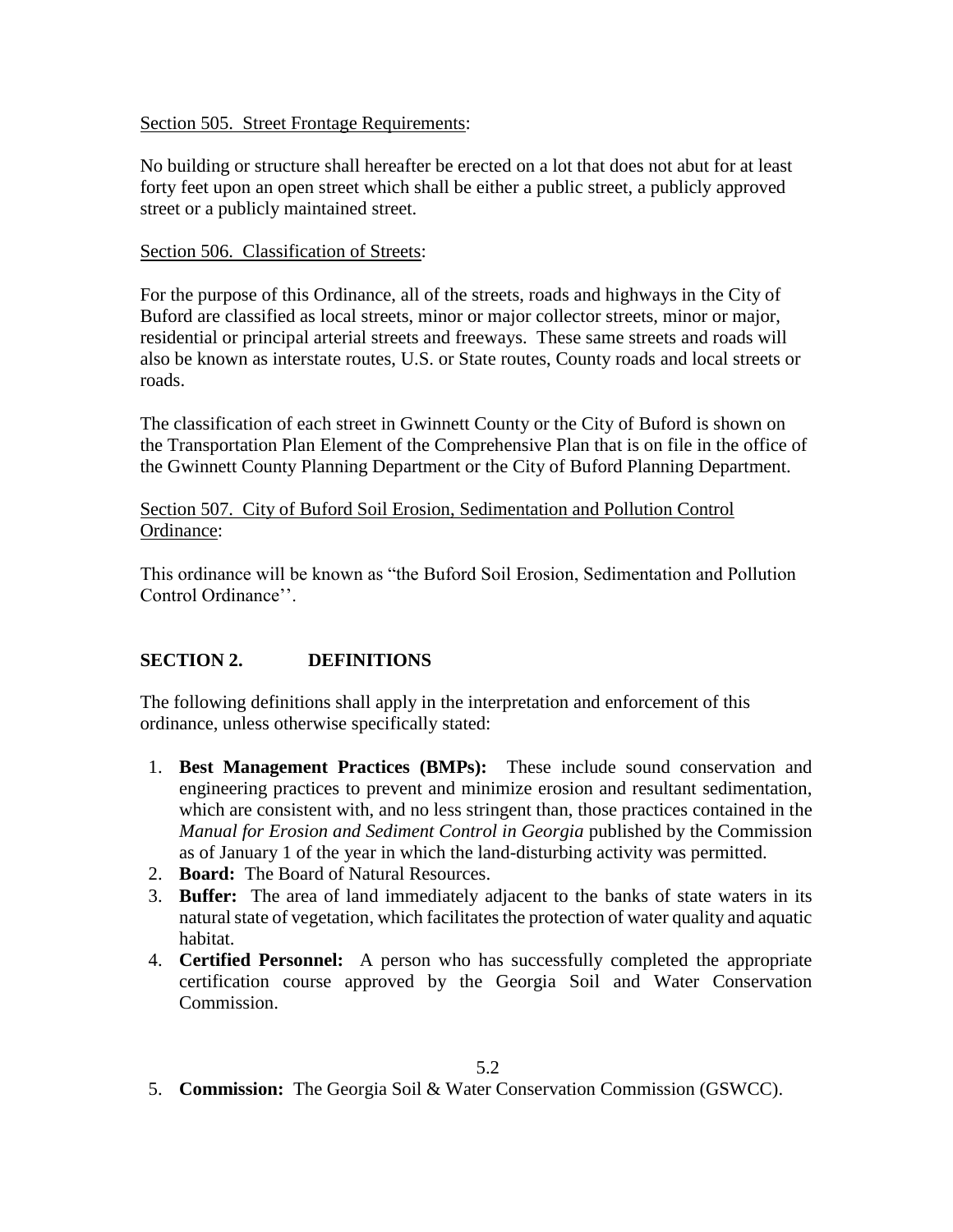Section 505. Street Frontage Requirements:

No building or structure shall hereafter be erected on a lot that does not abut for at least forty feet upon an open street which shall be either a public street, a publicly approved street or a publicly maintained street.

Section 506. Classification of Streets:

For the purpose of this Ordinance, all of the streets, roads and highways in the City of Buford are classified as local streets, minor or major collector streets, minor or major, residential or principal arterial streets and freeways. These same streets and roads will also be known as interstate routes, U.S. or State routes, County roads and local streets or roads.

The classification of each street in Gwinnett County or the City of Buford is shown on the Transportation Plan Element of the Comprehensive Plan that is on file in the office of the Gwinnett County Planning Department or the City of Buford Planning Department.

Section 507. City of Buford Soil Erosion, Sedimentation and Pollution Control Ordinance:

This ordinance will be known as "the Buford Soil Erosion, Sedimentation and Pollution Control Ordinance''.

## SECTION 2. DEFINITIONS

The following definitions shall apply in the interpretation and enforcement of this ordinance, unless otherwise specifically stated:

1. **Best Management Practices (BMPs):** These include sound conservation and engineering practices to prevent and minimize erosion and resultant sedimentation, which are consistent with, and no less stringent than, those practices contained in the *Manual for Erosion and Sediment Control in Georgia* published by the Commission as of January 1 of the year in which the land-disturbing activity was permitted.
2. **Board:** The Board of Natural Resources.
3. **Buffer:** The area of land immediately adjacent to the banks of state waters in its natural state of vegetation, which facilitates the protection of water quality and aquatic habitat.
4. **Certified Personnel:** A person who has successfully completed the appropriate certification course approved by the Georgia Soil and Water Conservation Commission.
5. **Commission:** The Georgia Soil & Water Conservation Commission (GSWCC).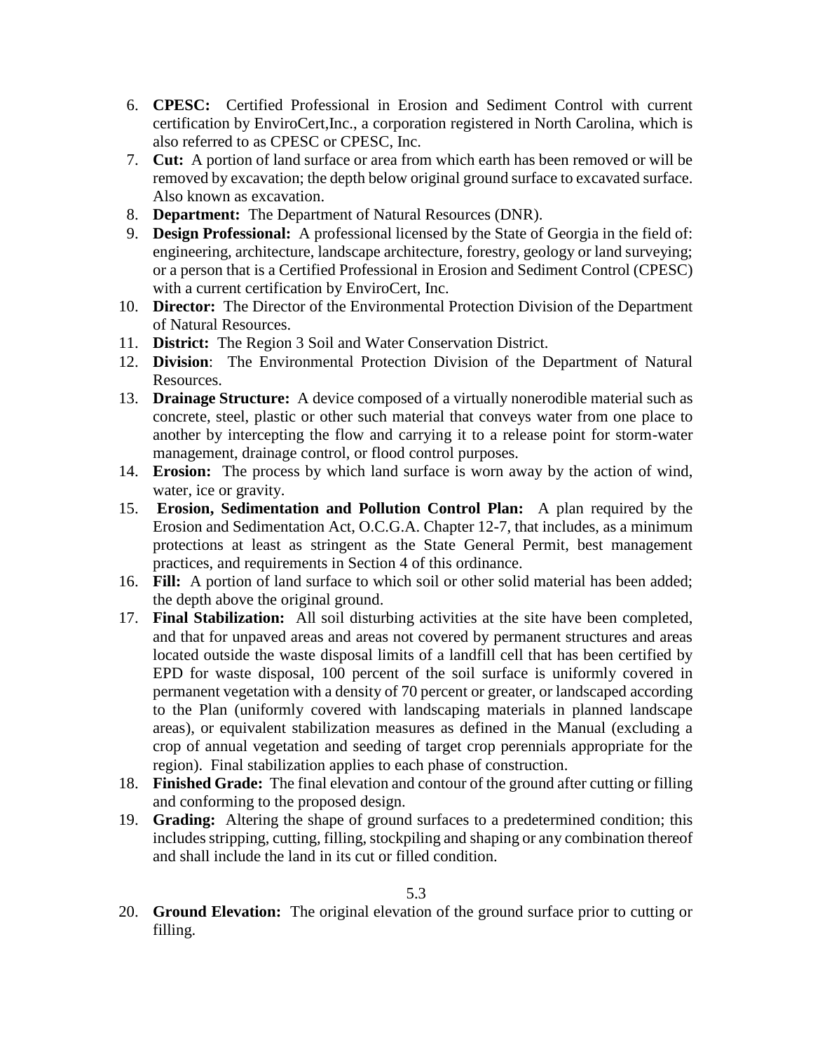6. **CPESC:** Certified Professional in Erosion and Sediment Control with current certification by EnviroCert,Inc., a corporation registered in North Carolina, which is also referred to as CPESC or CPESC, Inc.
7. **Cut:** A portion of land surface or area from which earth has been removed or will be removed by excavation; the depth below original ground surface to excavated surface. Also known as excavation.
8. **Department:** The Department of Natural Resources (DNR).
9. **Design Professional:** A professional licensed by the State of Georgia in the field of: engineering, architecture, landscape architecture, forestry, geology or land surveying; or a person that is a Certified Professional in Erosion and Sediment Control (CPESC) with a current certification by EnviroCert, Inc.
10. **Director:** The Director of the Environmental Protection Division of the Department of Natural Resources.
11. **District:** The Region 3 Soil and Water Conservation District.
12. **Division**: The Environmental Protection Division of the Department of Natural Resources.
13. **Drainage Structure:** A device composed of a virtually nonerodible material such as concrete, steel, plastic or other such material that conveys water from one place to another by intercepting the flow and carrying it to a release point for storm-water management, drainage control, or flood control purposes.
14. **Erosion:** The process by which land surface is worn away by the action of wind, water, ice or gravity.
15. **Erosion, Sedimentation and Pollution Control Plan:** A plan required by the Erosion and Sedimentation Act, O.C.G.A. Chapter 12-7, that includes, as a minimum protections at least as stringent as the State General Permit, best management practices, and requirements in Section 4 of this ordinance.
16. **Fill:** A portion of land surface to which soil or other solid material has been added; the depth above the original ground.
17. **Final Stabilization:** All soil disturbing activities at the site have been completed, and that for unpaved areas and areas not covered by permanent structures and areas located outside the waste disposal limits of a landfill cell that has been certified by EPD for waste disposal, 100 percent of the soil surface is uniformly covered in permanent vegetation with a density of 70 percent or greater, or landscaped according to the Plan (uniformly covered with landscaping materials in planned landscape areas), or equivalent stabilization measures as defined in the Manual (excluding a crop of annual vegetation and seeding of target crop perennials appropriate for the region). Final stabilization applies to each phase of construction.
18. **Finished Grade:** The final elevation and contour of the ground after cutting or filling and conforming to the proposed design.
19. **Grading:** Altering the shape of ground surfaces to a predetermined condition; this includes stripping, cutting, filling, stockpiling and shaping or any combination thereof and shall include the land in its cut or filled condition.
20. **Ground Elevation:** The original elevation of the ground surface prior to cutting or filling.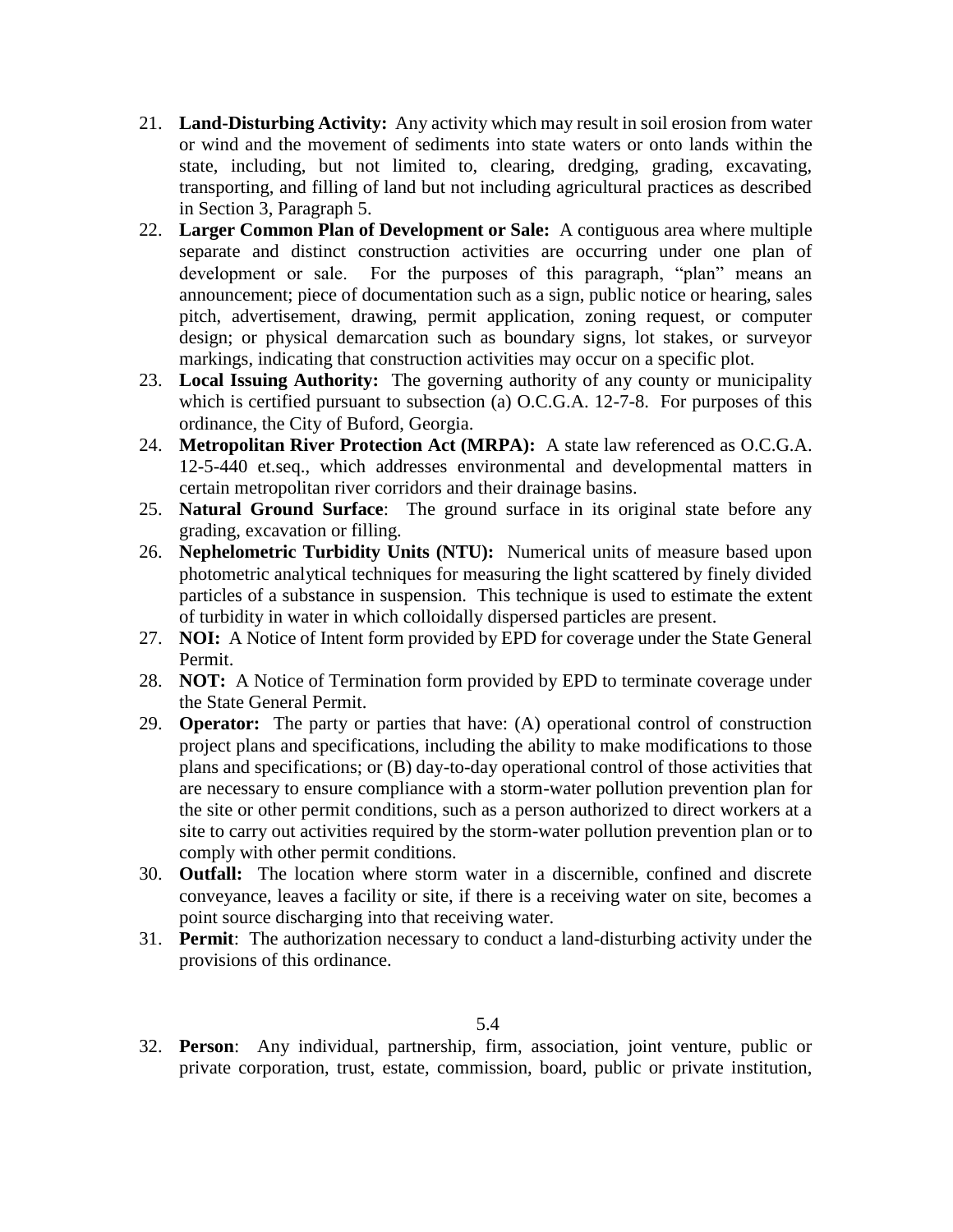21. **Land-Disturbing Activity:** Any activity which may result in soil erosion from water or wind and the movement of sediments into state waters or onto lands within the state, including, but not limited to, clearing, dredging, grading, excavating, transporting, and filling of land but not including agricultural practices as described in Section 3, Paragraph 5.
22. **Larger Common Plan of Development or Sale:** A contiguous area where multiple separate and distinct construction activities are occurring under one plan of development or sale. For the purposes of this paragraph, "plan" means an announcement; piece of documentation such as a sign, public notice or hearing, sales pitch, advertisement, drawing, permit application, zoning request, or computer design; or physical demarcation such as boundary signs, lot stakes, or surveyor markings, indicating that construction activities may occur on a specific plot.
23. **Local Issuing Authority:** The governing authority of any county or municipality which is certified pursuant to subsection (a) O.C.G.A. 12-7-8. For purposes of this ordinance, the City of Buford, Georgia.
24. **Metropolitan River Protection Act (MRPA):** A state law referenced as O.C.G.A. 12-5-440 et.seq., which addresses environmental and developmental matters in certain metropolitan river corridors and their drainage basins.
25. **Natural Ground Surface**: The ground surface in its original state before any grading, excavation or filling.
26. **Nephelometric Turbidity Units (NTU):** Numerical units of measure based upon photometric analytical techniques for measuring the light scattered by finely divided particles of a substance in suspension. This technique is used to estimate the extent of turbidity in water in which colloidally dispersed particles are present.
27. **NOI:** A Notice of Intent form provided by EPD for coverage under the State General Permit.
28. **NOT:** A Notice of Termination form provided by EPD to terminate coverage under the State General Permit.
29. **Operator:** The party or parties that have: (A) operational control of construction project plans and specifications, including the ability to make modifications to those plans and specifications; or (B) day-to-day operational control of those activities that are necessary to ensure compliance with a storm-water pollution prevention plan for the site or other permit conditions, such as a person authorized to direct workers at a site to carry out activities required by the storm-water pollution prevention plan or to comply with other permit conditions.
30. **Outfall:** The location where storm water in a discernible, confined and discrete conveyance, leaves a facility or site, if there is a receiving water on site, becomes a point source discharging into that receiving water.
31. **Permit**: The authorization necessary to conduct a land-disturbing activity under the provisions of this ordinance.
32. **Person**: Any individual, partnership, firm, association, joint venture, public or private corporation, trust, estate, commission, board, public or private institution,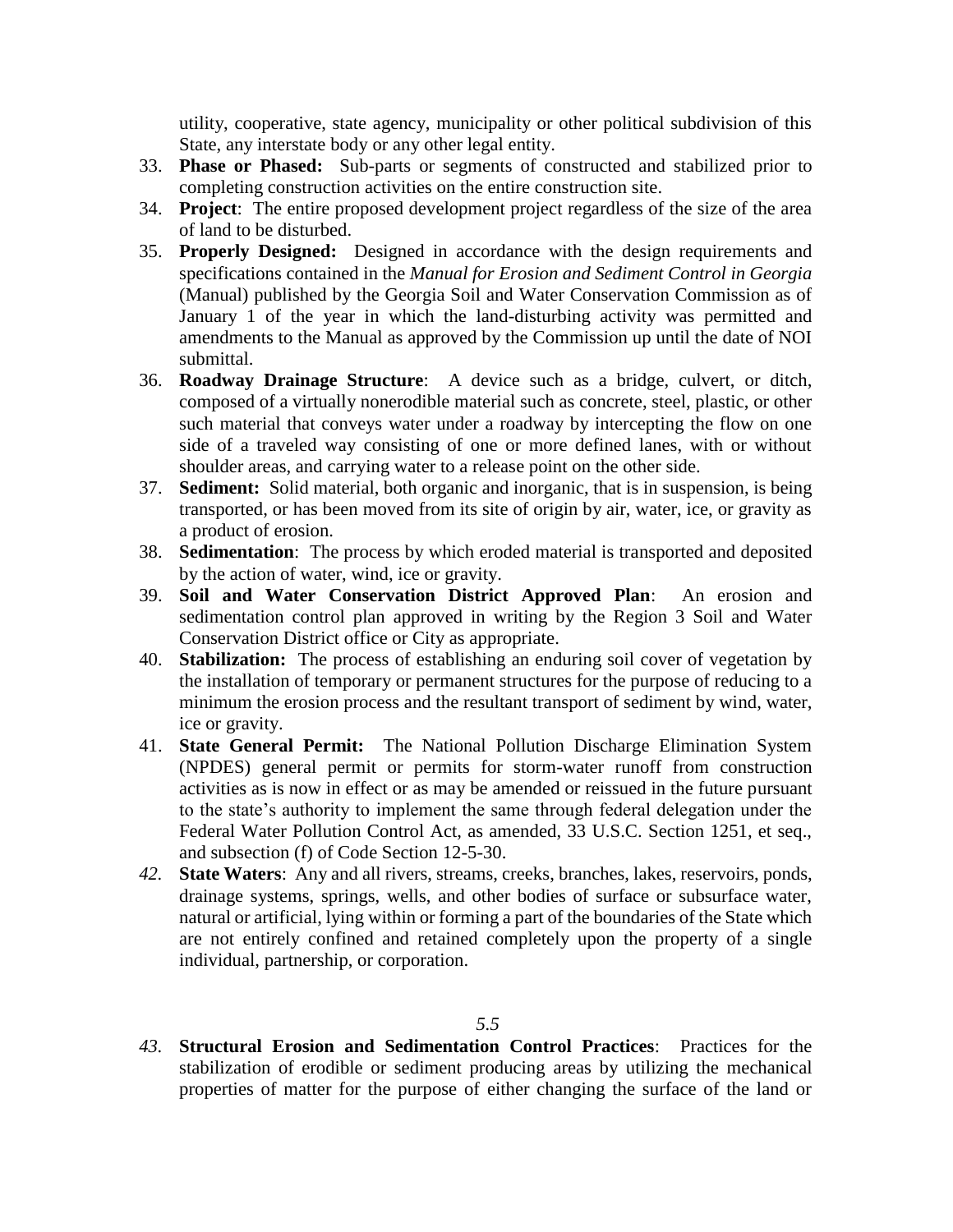utility, cooperative, state agency, municipality or other political subdivision of this State, any interstate body or any other legal entity.

33. **Phase or Phased:** Sub-parts or segments of constructed and stabilized prior to completing construction activities on the entire construction site.
34. **Project**: The entire proposed development project regardless of the size of the area of land to be disturbed.
35. **Properly Designed:** Designed in accordance with the design requirements and specifications contained in the *Manual for Erosion and Sediment Control in Georgia* (Manual) published by the Georgia Soil and Water Conservation Commission as of January 1 of the year in which the land-disturbing activity was permitted and amendments to the Manual as approved by the Commission up until the date of NOI submittal.
36. **Roadway Drainage Structure**: A device such as a bridge, culvert, or ditch, composed of a virtually nonerodible material such as concrete, steel, plastic, or other such material that conveys water under a roadway by intercepting the flow on one side of a traveled way consisting of one or more defined lanes, with or without shoulder areas, and carrying water to a release point on the other side.
37. **Sediment:** Solid material, both organic and inorganic, that is in suspension, is being transported, or has been moved from its site of origin by air, water, ice, or gravity as a product of erosion.
38. **Sedimentation**: The process by which eroded material is transported and deposited by the action of water, wind, ice or gravity.
39. **Soil and Water Conservation District Approved Plan**: An erosion and sedimentation control plan approved in writing by the Region 3 Soil and Water Conservation District office or City as appropriate.
40. **Stabilization:** The process of establishing an enduring soil cover of vegetation by the installation of temporary or permanent structures for the purpose of reducing to a minimum the erosion process and the resultant transport of sediment by wind, water, ice or gravity.
41. **State General Permit:** The National Pollution Discharge Elimination System (NPDES) general permit or permits for storm-water runoff from construction activities as is now in effect or as may be amended or reissued in the future pursuant to the state's authority to implement the same through federal delegation under the Federal Water Pollution Control Act, as amended, 33 U.S.C. Section 1251, et seq., and subsection (f) of Code Section 12-5-30.
42. **State Waters**: Any and all rivers, streams, creeks, branches, lakes, reservoirs, ponds, drainage systems, springs, wells, and other bodies of surface or subsurface water, natural or artificial, lying within or forming a part of the boundaries of the State which are not entirely confined and retained completely upon the property of a single individual, partnership, or corporation.

43. **Structural Erosion and Sedimentation Control Practices**: Practices for the stabilization of erodible or sediment producing areas by utilizing the mechanical properties of matter for the purpose of either changing the surface of the land or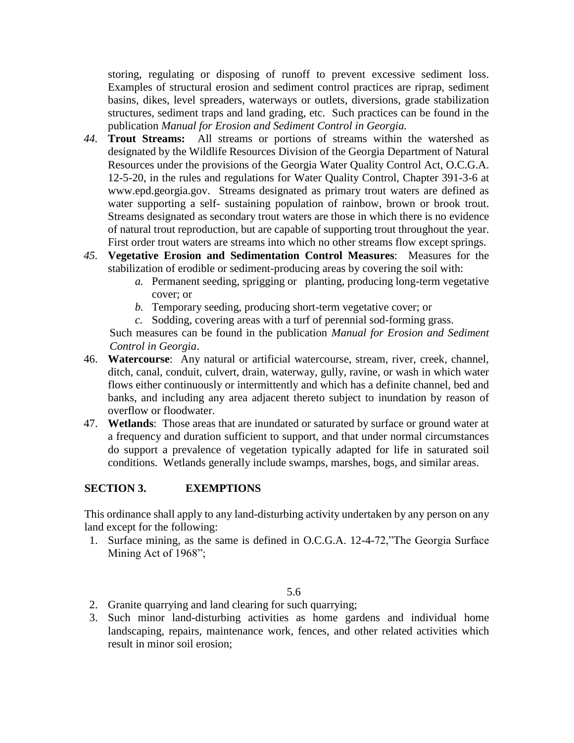storing, regulating or disposing of runoff to prevent excessive sediment loss. Examples of structural erosion and sediment control practices are riprap, sediment basins, dikes, level spreaders, waterways or outlets, diversions, grade stabilization structures, sediment traps and land grading, etc. Such practices can be found in the publication *Manual for Erosion and Sediment Control in Georgia.*

44. **Trout Streams:** All streams or portions of streams within the watershed as designated by the Wildlife Resources Division of the Georgia Department of Natural Resources under the provisions of the Georgia Water Quality Control Act, O.C.G.A. 12-5-20, in the rules and regulations for Water Quality Control, Chapter 391-3-6 at www.epd.georgia.gov. Streams designated as primary trout waters are defined as water supporting a self- sustaining population of rainbow, brown or brook trout. Streams designated as secondary trout waters are those in which there is no evidence of natural trout reproduction, but are capable of supporting trout throughout the year. First order trout waters are streams into which no other streams flow except springs.
45. **Vegetative Erosion and Sedimentation Control Measures**: Measures for the stabilization of erodible or sediment-producing areas by covering the soil with:
    *a.* Permanent seeding, sprigging or planting, producing long-term vegetative cover; or
    *b.* Temporary seeding, producing short-term vegetative cover; or
    *c.* Sodding, covering areas with a turf of perennial sod-forming grass.

    Such measures can be found in the publication *Manual for Erosion and Sediment Control in Georgia*.
46. **Watercourse**: Any natural or artificial watercourse, stream, river, creek, channel, ditch, canal, conduit, culvert, drain, waterway, gully, ravine, or wash in which water flows either continuously or intermittently and which has a definite channel, bed and banks, and including any area adjacent thereto subject to inundation by reason of overflow or floodwater.
47. **Wetlands**: Those areas that are inundated or saturated by surface or ground water at a frequency and duration sufficient to support, and that under normal circumstances do support a prevalence of vegetation typically adapted for life in saturated soil conditions. Wetlands generally include swamps, marshes, bogs, and similar areas.

## SECTION 3. EXEMPTIONS

This ordinance shall apply to any land-disturbing activity undertaken by any person on any land except for the following:

1. Surface mining, as the same is defined in O.C.G.A. 12-4-72,"The Georgia Surface Mining Act of 1968";
2. Granite quarrying and land clearing for such quarrying;
3. Such minor land-disturbing activities as home gardens and individual home landscaping, repairs, maintenance work, fences, and other related activities which result in minor soil erosion;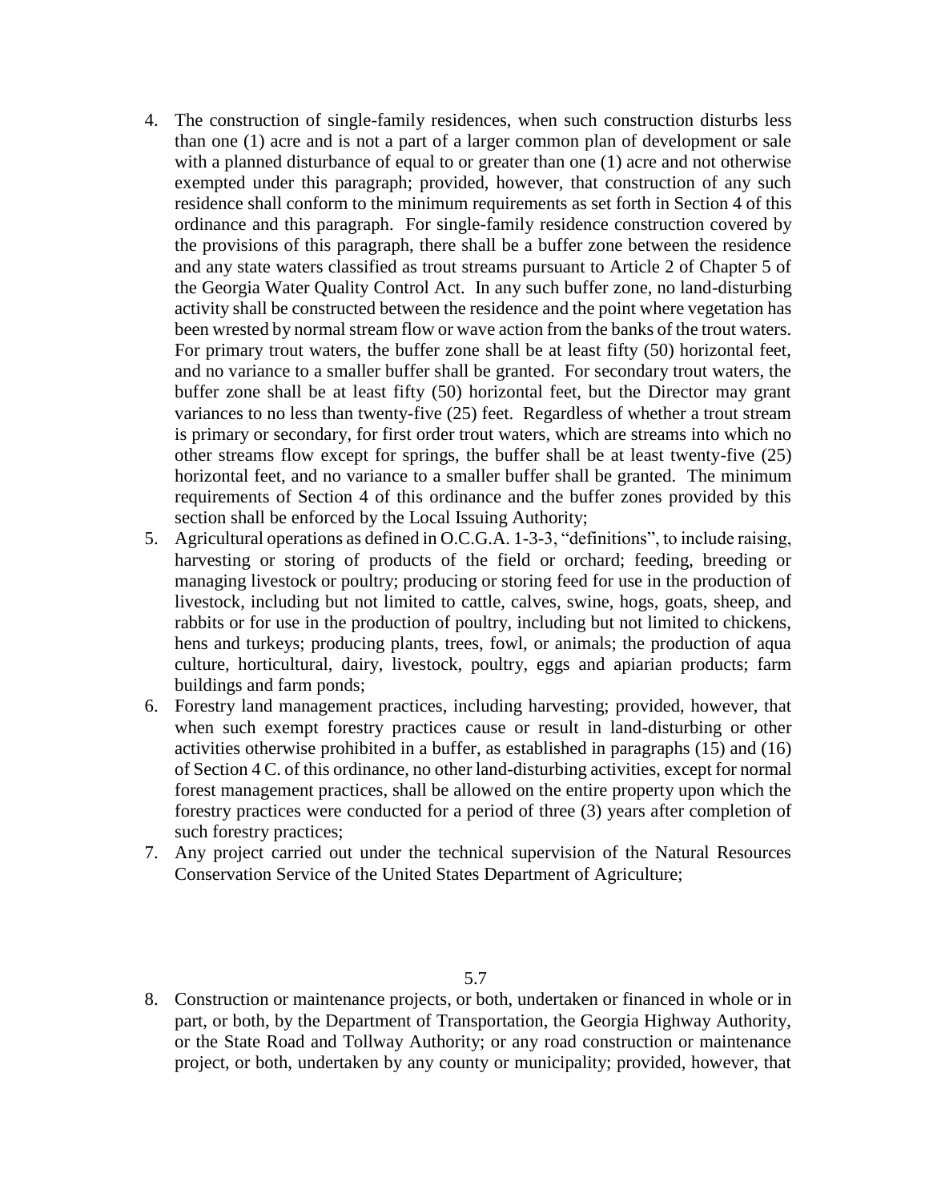4. The construction of single-family residences, when such construction disturbs less than one (1) acre and is not a part of a larger common plan of development or sale with a planned disturbance of equal to or greater than one (1) acre and not otherwise exempted under this paragraph; provided, however, that construction of any such residence shall conform to the minimum requirements as set forth in Section 4 of this ordinance and this paragraph. For single-family residence construction covered by the provisions of this paragraph, there shall be a buffer zone between the residence and any state waters classified as trout streams pursuant to Article 2 of Chapter 5 of the Georgia Water Quality Control Act. In any such buffer zone, no land-disturbing activity shall be constructed between the residence and the point where vegetation has been wrested by normal stream flow or wave action from the banks of the trout waters. For primary trout waters, the buffer zone shall be at least fifty (50) horizontal feet, and no variance to a smaller buffer shall be granted. For secondary trout waters, the buffer zone shall be at least fifty (50) horizontal feet, but the Director may grant variances to no less than twenty-five (25) feet. Regardless of whether a trout stream is primary or secondary, for first order trout waters, which are streams into which no other streams flow except for springs, the buffer shall be at least twenty-five (25) horizontal feet, and no variance to a smaller buffer shall be granted. The minimum requirements of Section 4 of this ordinance and the buffer zones provided by this section shall be enforced by the Local Issuing Authority;
5. Agricultural operations as defined in O.C.G.A. 1-3-3, "definitions", to include raising, harvesting or storing of products of the field or orchard; feeding, breeding or managing livestock or poultry; producing or storing feed for use in the production of livestock, including but not limited to cattle, calves, swine, hogs, goats, sheep, and rabbits or for use in the production of poultry, including but not limited to chickens, hens and turkeys; producing plants, trees, fowl, or animals; the production of aqua culture, horticultural, dairy, livestock, poultry, eggs and apiarian products; farm buildings and farm ponds;
6. Forestry land management practices, including harvesting; provided, however, that when such exempt forestry practices cause or result in land-disturbing or other activities otherwise prohibited in a buffer, as established in paragraphs (15) and (16) of Section 4 C. of this ordinance, no other land-disturbing activities, except for normal forest management practices, shall be allowed on the entire property upon which the forestry practices were conducted for a period of three (3) years after completion of such forestry practices;
7. Any project carried out under the technical supervision of the Natural Resources Conservation Service of the United States Department of Agriculture;

8. Construction or maintenance projects, or both, undertaken or financed in whole or in part, or both, by the Department of Transportation, the Georgia Highway Authority, or the State Road and Tollway Authority; or any road construction or maintenance project, or both, undertaken by any county or municipality; provided, however, that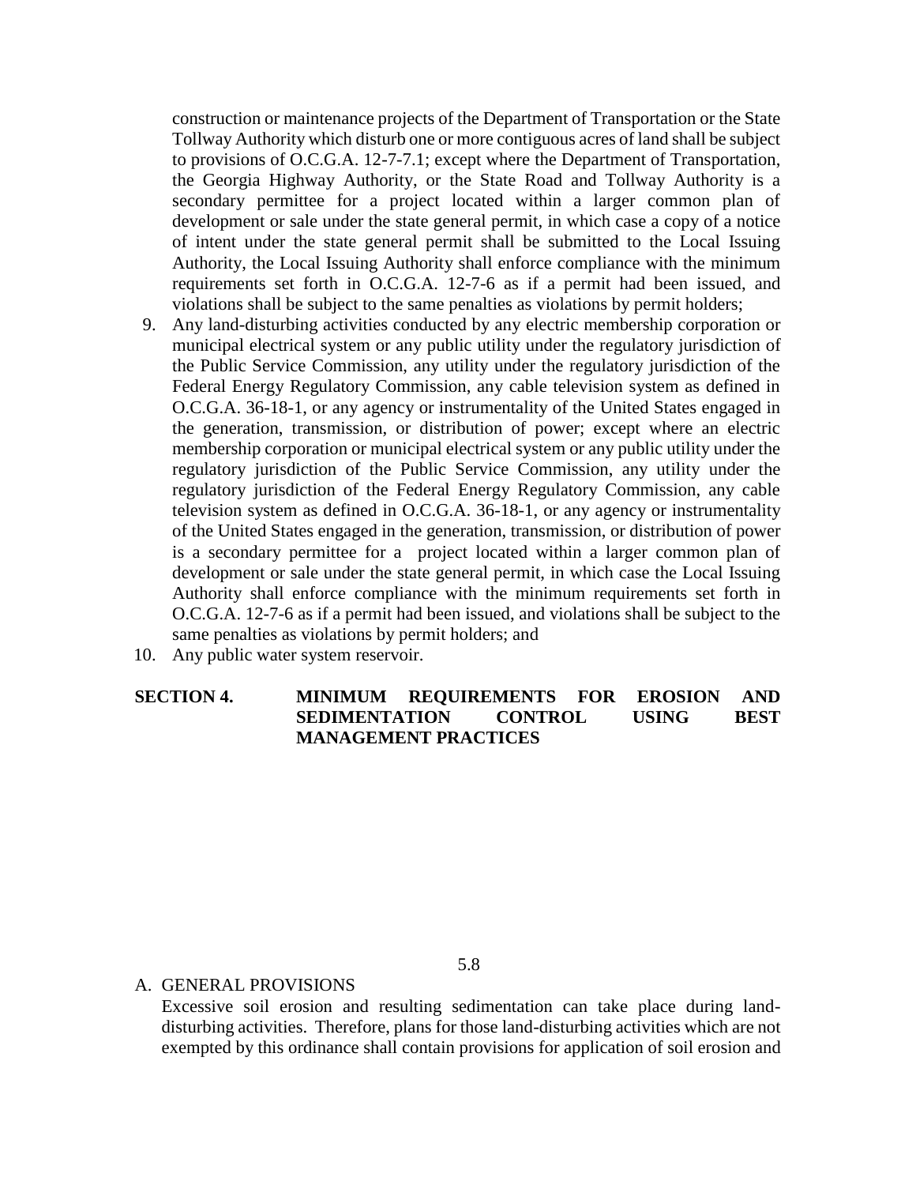construction or maintenance projects of the Department of Transportation or the State Tollway Authority which disturb one or more contiguous acres of land shall be subject to provisions of O.C.G.A. 12-7-7.1; except where the Department of Transportation, the Georgia Highway Authority, or the State Road and Tollway Authority is a secondary permittee for a project located within a larger common plan of development or sale under the state general permit, in which case a copy of a notice of intent under the state general permit shall be submitted to the Local Issuing Authority, the Local Issuing Authority shall enforce compliance with the minimum requirements set forth in O.C.G.A. 12-7-6 as if a permit had been issued, and violations shall be subject to the same penalties as violations by permit holders;

9. Any land-disturbing activities conducted by any electric membership corporation or municipal electrical system or any public utility under the regulatory jurisdiction of the Public Service Commission, any utility under the regulatory jurisdiction of the Federal Energy Regulatory Commission, any cable television system as defined in O.C.G.A. 36-18-1, or any agency or instrumentality of the United States engaged in the generation, transmission, or distribution of power; except where an electric membership corporation or municipal electrical system or any public utility under the regulatory jurisdiction of the Public Service Commission, any utility under the regulatory jurisdiction of the Federal Energy Regulatory Commission, any cable television system as defined in O.C.G.A. 36-18-1, or any agency or instrumentality of the United States engaged in the generation, transmission, or distribution of power is a secondary permittee for a project located within a larger common plan of development or sale under the state general permit, in which case the Local Issuing Authority shall enforce compliance with the minimum requirements set forth in O.C.G.A. 12-7-6 as if a permit had been issued, and violations shall be subject to the same penalties as violations by permit holders; and
10. Any public water system reservoir.

## SECTION 4. MINIMUM REQUIREMENTS FOR EROSION AND SEDIMENTATION CONTROL USING BEST MANAGEMENT PRACTICES

A. GENERAL PROVISIONS

Excessive soil erosion and resulting sedimentation can take place during land-disturbing activities. Therefore, plans for those land-disturbing activities which are not exempted by this ordinance shall contain provisions for application of soil erosion and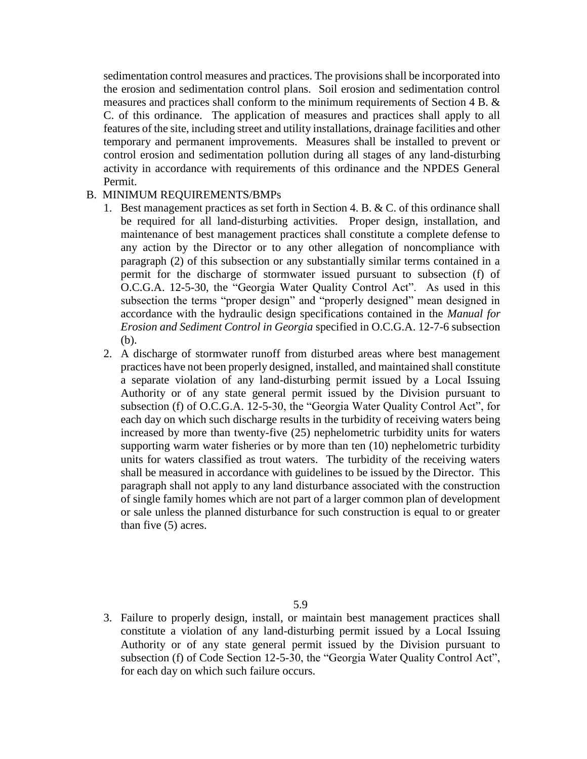sedimentation control measures and practices. The provisions shall be incorporated into the erosion and sedimentation control plans. Soil erosion and sedimentation control measures and practices shall conform to the minimum requirements of Section 4 B. & C. of this ordinance. The application of measures and practices shall apply to all features of the site, including street and utility installations, drainage facilities and other temporary and permanent improvements. Measures shall be installed to prevent or control erosion and sedimentation pollution during all stages of any land-disturbing activity in accordance with requirements of this ordinance and the NPDES General Permit.

B. MINIMUM REQUIREMENTS/BMPs

1. Best management practices as set forth in Section 4. B. & C. of this ordinance shall be required for all land-disturbing activities. Proper design, installation, and maintenance of best management practices shall constitute a complete defense to any action by the Director or to any other allegation of noncompliance with paragraph (2) of this subsection or any substantially similar terms contained in a permit for the discharge of stormwater issued pursuant to subsection (f) of O.C.G.A. 12-5-30, the "Georgia Water Quality Control Act". As used in this subsection the terms "proper design" and "properly designed" mean designed in accordance with the hydraulic design specifications contained in the *Manual for Erosion and Sediment Control in Georgia* specified in O.C.G.A. 12-7-6 subsection (b).
2. A discharge of stormwater runoff from disturbed areas where best management practices have not been properly designed, installed, and maintained shall constitute a separate violation of any land-disturbing permit issued by a Local Issuing Authority or of any state general permit issued by the Division pursuant to subsection (f) of O.C.G.A. 12-5-30, the "Georgia Water Quality Control Act", for each day on which such discharge results in the turbidity of receiving waters being increased by more than twenty-five (25) nephelometric turbidity units for waters supporting warm water fisheries or by more than ten (10) nephelometric turbidity units for waters classified as trout waters. The turbidity of the receiving waters shall be measured in accordance with guidelines to be issued by the Director. This paragraph shall not apply to any land disturbance associated with the construction of single family homes which are not part of a larger common plan of development or sale unless the planned disturbance for such construction is equal to or greater than five (5) acres.
3. Failure to properly design, install, or maintain best management practices shall constitute a violation of any land-disturbing permit issued by a Local Issuing Authority or of any state general permit issued by the Division pursuant to subsection (f) of Code Section 12-5-30, the "Georgia Water Quality Control Act", for each day on which such failure occurs.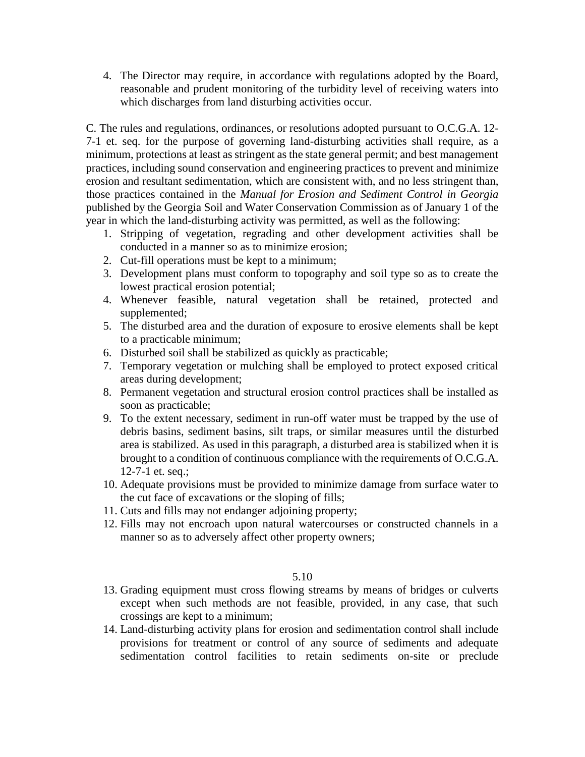4. The Director may require, in accordance with regulations adopted by the Board, reasonable and prudent monitoring of the turbidity level of receiving waters into which discharges from land disturbing activities occur.

C. The rules and regulations, ordinances, or resolutions adopted pursuant to O.C.G.A. 12-7-1 et. seq. for the purpose of governing land-disturbing activities shall require, as a minimum, protections at least as stringent as the state general permit; and best management practices, including sound conservation and engineering practices to prevent and minimize erosion and resultant sedimentation, which are consistent with, and no less stringent than, those practices contained in the *Manual for Erosion and Sediment Control in Georgia* published by the Georgia Soil and Water Conservation Commission as of January 1 of the year in which the land-disturbing activity was permitted, as well as the following:

1. Stripping of vegetation, regrading and other development activities shall be conducted in a manner so as to minimize erosion;
2. Cut-fill operations must be kept to a minimum;
3. Development plans must conform to topography and soil type so as to create the lowest practical erosion potential;
4. Whenever feasible, natural vegetation shall be retained, protected and supplemented;
5. The disturbed area and the duration of exposure to erosive elements shall be kept to a practicable minimum;
6. Disturbed soil shall be stabilized as quickly as practicable;
7. Temporary vegetation or mulching shall be employed to protect exposed critical areas during development;
8. Permanent vegetation and structural erosion control practices shall be installed as soon as practicable;
9. To the extent necessary, sediment in run-off water must be trapped by the use of debris basins, sediment basins, silt traps, or similar measures until the disturbed area is stabilized. As used in this paragraph, a disturbed area is stabilized when it is brought to a condition of continuous compliance with the requirements of O.C.G.A. 12-7-1 et. seq.;
10. Adequate provisions must be provided to minimize damage from surface water to the cut face of excavations or the sloping of fills;
11. Cuts and fills may not endanger adjoining property;
12. Fills may not encroach upon natural watercourses or constructed channels in a manner so as to adversely affect other property owners;
13. Grading equipment must cross flowing streams by means of bridges or culverts except when such methods are not feasible, provided, in any case, that such crossings are kept to a minimum;
14. Land-disturbing activity plans for erosion and sedimentation control shall include provisions for treatment or control of any source of sediments and adequate sedimentation control facilities to retain sediments on-site or preclude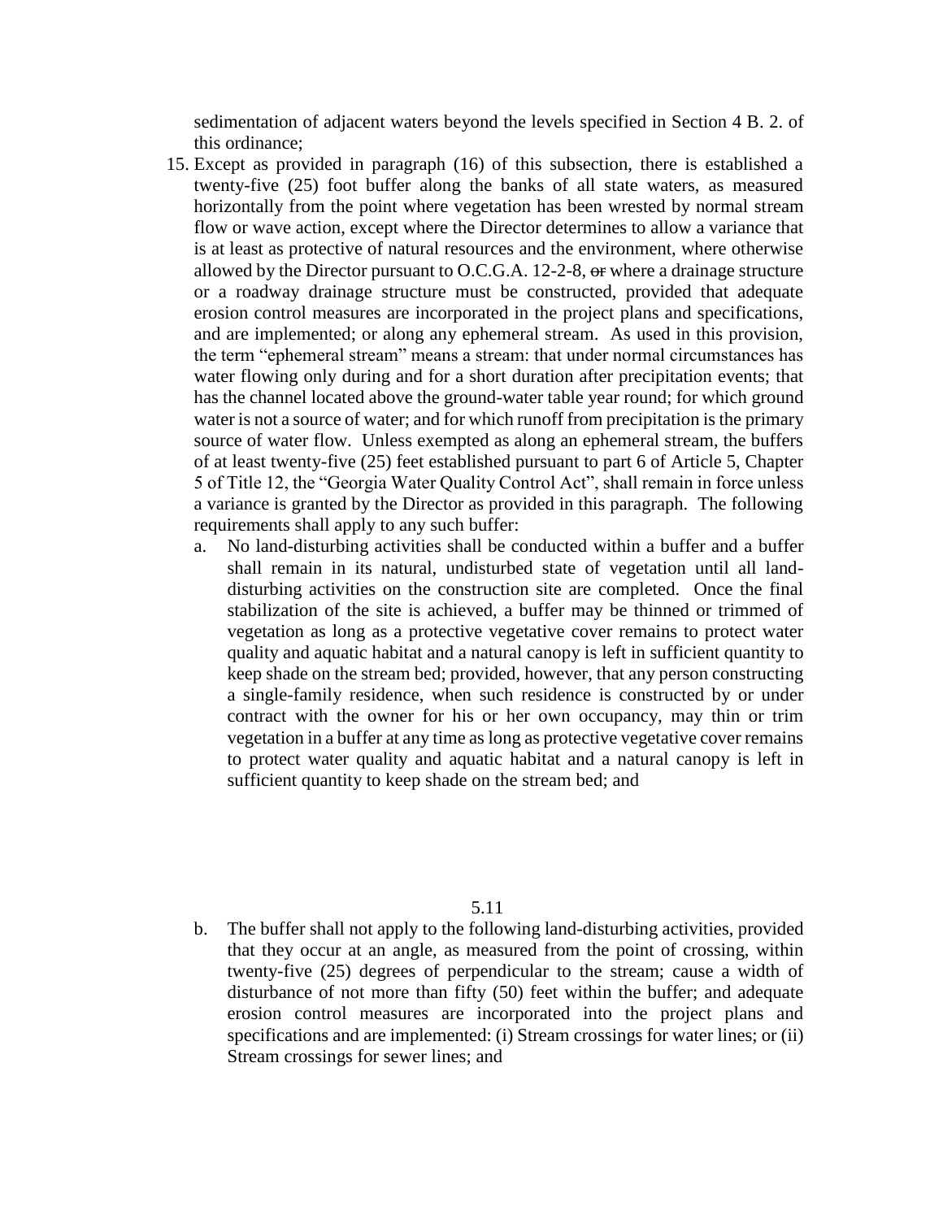sedimentation of adjacent waters beyond the levels specified in Section 4 B. 2. of this ordinance;

15. Except as provided in paragraph (16) of this subsection, there is established a twenty-five (25) foot buffer along the banks of all state waters, as measured horizontally from the point where vegetation has been wrested by normal stream flow or wave action, except where the Director determines to allow a variance that is at least as protective of natural resources and the environment, where otherwise allowed by the Director pursuant to O.C.G.A. 12-2-8, ~~or~~ where a drainage structure or a roadway drainage structure must be constructed, provided that adequate erosion control measures are incorporated in the project plans and specifications, and are implemented; or along any ephemeral stream. As used in this provision, the term "ephemeral stream" means a stream: that under normal circumstances has water flowing only during and for a short duration after precipitation events; that has the channel located above the ground-water table year round; for which ground water is not a source of water; and for which runoff from precipitation is the primary source of water flow. Unless exempted as along an ephemeral stream, the buffers of at least twenty-five (25) feet established pursuant to part 6 of Article 5, Chapter 5 of Title 12, the "Georgia Water Quality Control Act", shall remain in force unless a variance is granted by the Director as provided in this paragraph. The following requirements shall apply to any such buffer:
    a. No land-disturbing activities shall be conducted within a buffer and a buffer shall remain in its natural, undisturbed state of vegetation until all land-disturbing activities on the construction site are completed. Once the final stabilization of the site is achieved, a buffer may be thinned or trimmed of vegetation as long as a protective vegetative cover remains to protect water quality and aquatic habitat and a natural canopy is left in sufficient quantity to keep shade on the stream bed; provided, however, that any person constructing a single-family residence, when such residence is constructed by or under contract with the owner for his or her own occupancy, may thin or trim vegetation in a buffer at any time as long as protective vegetative cover remains to protect water quality and aquatic habitat and a natural canopy is left in sufficient quantity to keep shade on the stream bed; and
    b. The buffer shall not apply to the following land-disturbing activities, provided that they occur at an angle, as measured from the point of crossing, within twenty-five (25) degrees of perpendicular to the stream; cause a width of disturbance of not more than fifty (50) feet within the buffer; and adequate erosion control measures are incorporated into the project plans and specifications and are implemented: (i) Stream crossings for water lines; or (ii) Stream crossings for sewer lines; and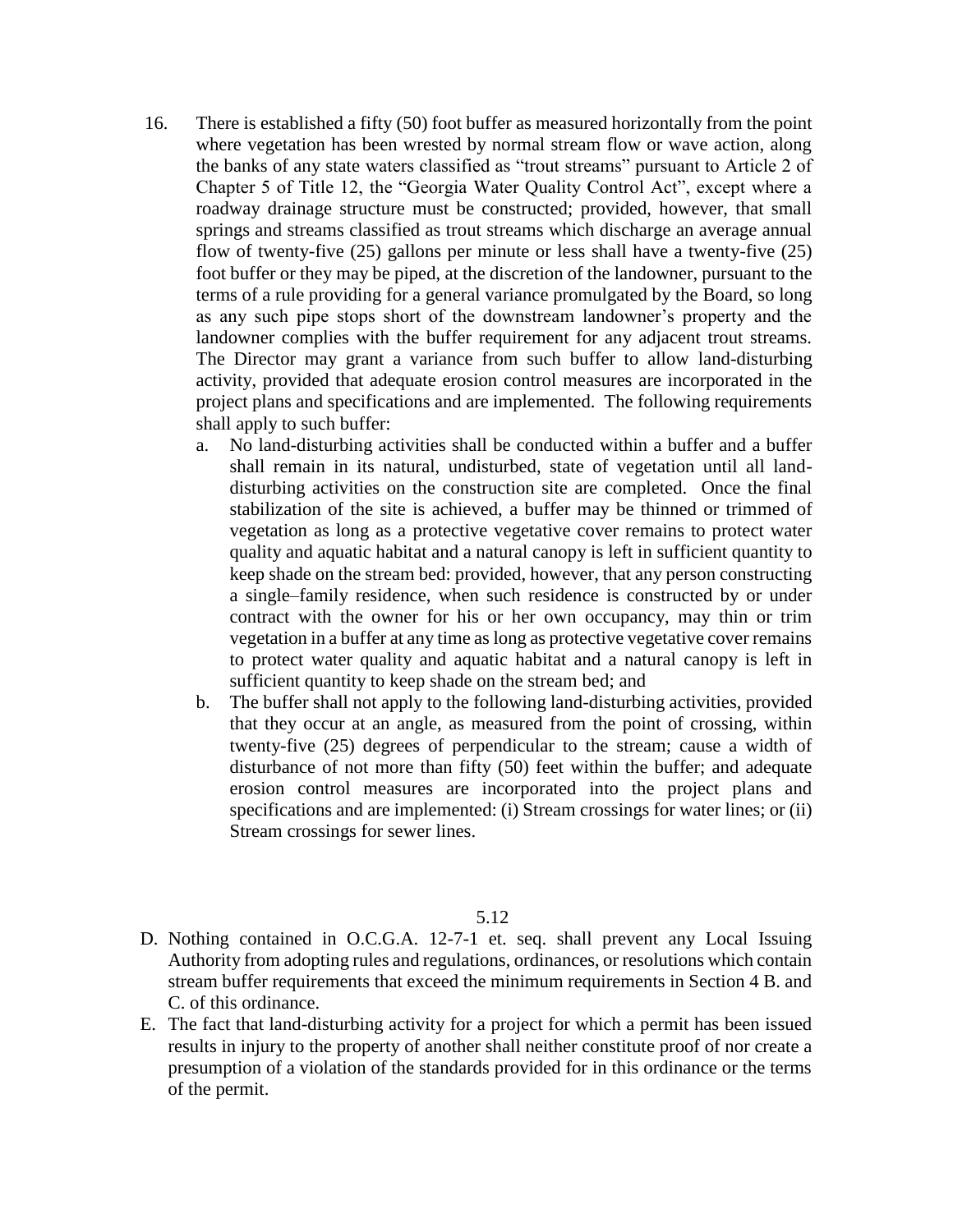16. There is established a fifty (50) foot buffer as measured horizontally from the point where vegetation has been wrested by normal stream flow or wave action, along the banks of any state waters classified as "trout streams" pursuant to Article 2 of Chapter 5 of Title 12, the "Georgia Water Quality Control Act", except where a roadway drainage structure must be constructed; provided, however, that small springs and streams classified as trout streams which discharge an average annual flow of twenty-five (25) gallons per minute or less shall have a twenty-five (25) foot buffer or they may be piped, at the discretion of the landowner, pursuant to the terms of a rule providing for a general variance promulgated by the Board, so long as any such pipe stops short of the downstream landowner's property and the landowner complies with the buffer requirement for any adjacent trout streams. The Director may grant a variance from such buffer to allow land-disturbing activity, provided that adequate erosion control measures are incorporated in the project plans and specifications and are implemented. The following requirements shall apply to such buffer:
    a. No land-disturbing activities shall be conducted within a buffer and a buffer shall remain in its natural, undisturbed, state of vegetation until all land-disturbing activities on the construction site are completed. Once the final stabilization of the site is achieved, a buffer may be thinned or trimmed of vegetation as long as a protective vegetative cover remains to protect water quality and aquatic habitat and a natural canopy is left in sufficient quantity to keep shade on the stream bed: provided, however, that any person constructing a single–family residence, when such residence is constructed by or under contract with the owner for his or her own occupancy, may thin or trim vegetation in a buffer at any time as long as protective vegetative cover remains to protect water quality and aquatic habitat and a natural canopy is left in sufficient quantity to keep shade on the stream bed; and
    b. The buffer shall not apply to the following land-disturbing activities, provided that they occur at an angle, as measured from the point of crossing, within twenty-five (25) degrees of perpendicular to the stream; cause a width of disturbance of not more than fifty (50) feet within the buffer; and adequate erosion control measures are incorporated into the project plans and specifications and are implemented: (i) Stream crossings for water lines; or (ii) Stream crossings for sewer lines.

D. Nothing contained in O.C.G.A. 12-7-1 et. seq. shall prevent any Local Issuing Authority from adopting rules and regulations, ordinances, or resolutions which contain stream buffer requirements that exceed the minimum requirements in Section 4 B. and C. of this ordinance.

E. The fact that land-disturbing activity for a project for which a permit has been issued results in injury to the property of another shall neither constitute proof of nor create a presumption of a violation of the standards provided for in this ordinance or the terms of the permit.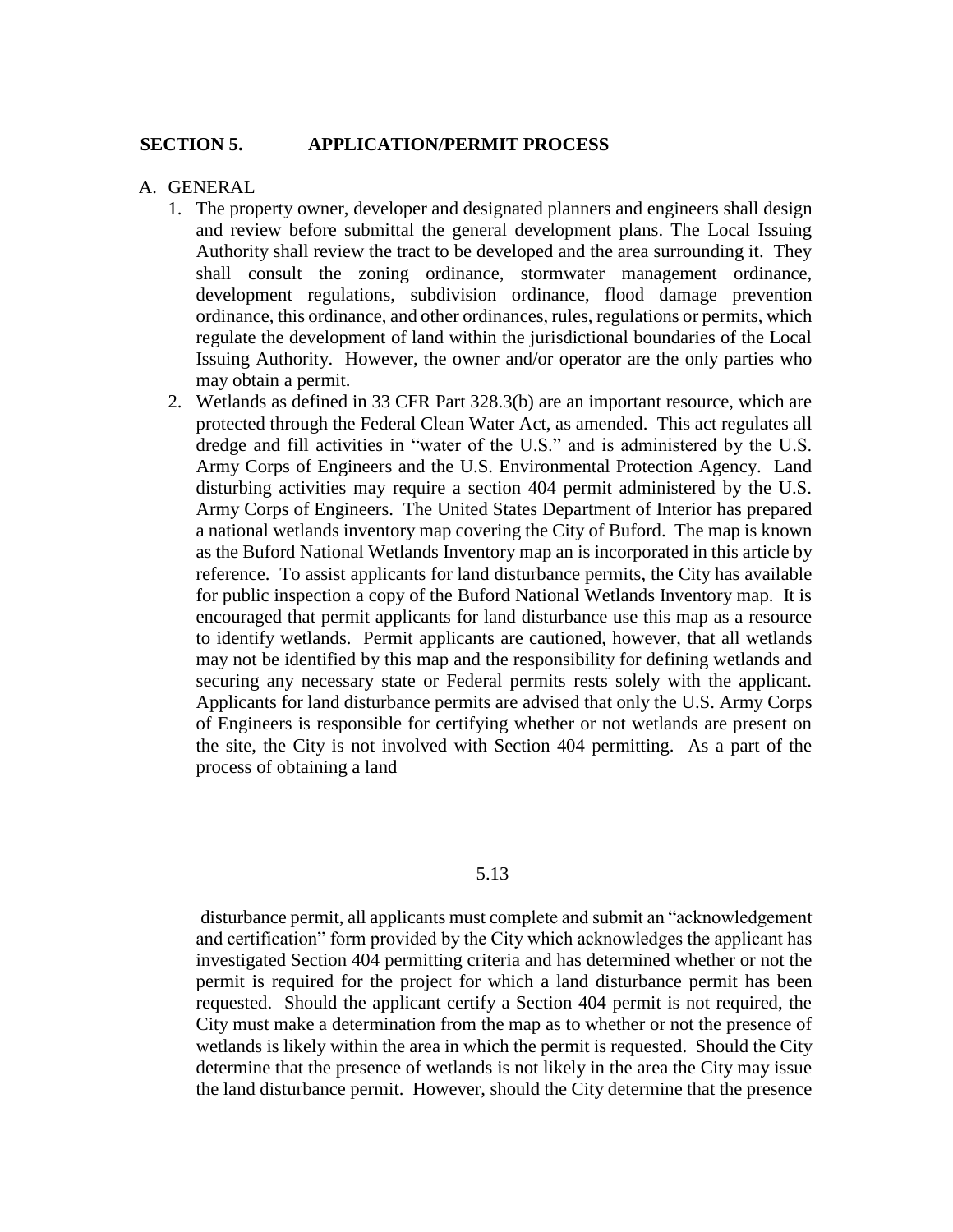## SECTION 5. APPLICATION/PERMIT PROCESS

A. GENERAL

1. The property owner, developer and designated planners and engineers shall design and review before submittal the general development plans. The Local Issuing Authority shall review the tract to be developed and the area surrounding it. They shall consult the zoning ordinance, stormwater management ordinance, development regulations, subdivision ordinance, flood damage prevention ordinance, this ordinance, and other ordinances, rules, regulations or permits, which regulate the development of land within the jurisdictional boundaries of the Local Issuing Authority. However, the owner and/or operator are the only parties who may obtain a permit.
2. Wetlands as defined in 33 CFR Part 328.3(b) are an important resource, which are protected through the Federal Clean Water Act, as amended. This act regulates all dredge and fill activities in "water of the U.S." and is administered by the U.S. Army Corps of Engineers and the U.S. Environmental Protection Agency. Land disturbing activities may require a section 404 permit administered by the U.S. Army Corps of Engineers. The United States Department of Interior has prepared a national wetlands inventory map covering the City of Buford. The map is known as the Buford National Wetlands Inventory map an is incorporated in this article by reference. To assist applicants for land disturbance permits, the City has available for public inspection a copy of the Buford National Wetlands Inventory map. It is encouraged that permit applicants for land disturbance use this map as a resource to identify wetlands. Permit applicants are cautioned, however, that all wetlands may not be identified by this map and the responsibility for defining wetlands and securing any necessary state or Federal permits rests solely with the applicant. Applicants for land disturbance permits are advised that only the U.S. Army Corps of Engineers is responsible for certifying whether or not wetlands are present on the site, the City is not involved with Section 404 permitting. As a part of the process of obtaining a land disturbance permit, all applicants must complete and submit an "acknowledgement and certification" form provided by the City which acknowledges the applicant has investigated Section 404 permitting criteria and has determined whether or not the permit is required for the project for which a land disturbance permit has been requested. Should the applicant certify a Section 404 permit is not required, the City must make a determination from the map as to whether or not the presence of wetlands is likely within the area in which the permit is requested. Should the City determine that the presence of wetlands is not likely in the area the City may issue the land disturbance permit. However, should the City determine that the presence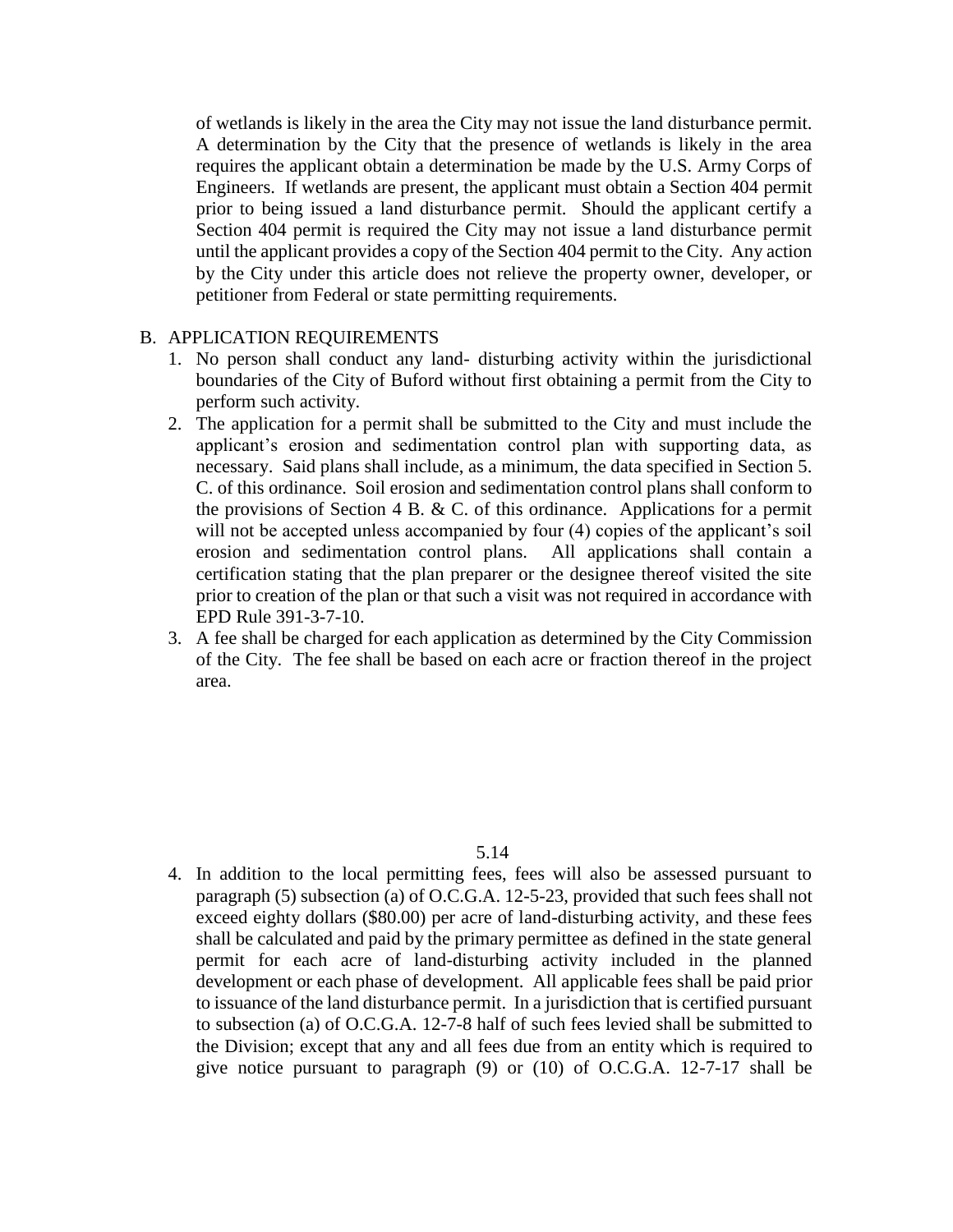of wetlands is likely in the area the City may not issue the land disturbance permit. A determination by the City that the presence of wetlands is likely in the area requires the applicant obtain a determination be made by the U.S. Army Corps of Engineers. If wetlands are present, the applicant must obtain a Section 404 permit prior to being issued a land disturbance permit. Should the applicant certify a Section 404 permit is required the City may not issue a land disturbance permit until the applicant provides a copy of the Section 404 permit to the City. Any action by the City under this article does not relieve the property owner, developer, or petitioner from Federal or state permitting requirements.

B. APPLICATION REQUIREMENTS

1. No person shall conduct any land- disturbing activity within the jurisdictional boundaries of the City of Buford without first obtaining a permit from the City to perform such activity.
2. The application for a permit shall be submitted to the City and must include the applicant's erosion and sedimentation control plan with supporting data, as necessary. Said plans shall include, as a minimum, the data specified in Section 5. C. of this ordinance. Soil erosion and sedimentation control plans shall conform to the provisions of Section 4 B. & C. of this ordinance. Applications for a permit will not be accepted unless accompanied by four (4) copies of the applicant's soil erosion and sedimentation control plans. All applications shall contain a certification stating that the plan preparer or the designee thereof visited the site prior to creation of the plan or that such a visit was not required in accordance with EPD Rule 391-3-7-10.
3. A fee shall be charged for each application as determined by the City Commission of the City. The fee shall be based on each acre or fraction thereof in the project area.
4. In addition to the local permitting fees, fees will also be assessed pursuant to paragraph (5) subsection (a) of O.C.G.A. 12-5-23, provided that such fees shall not exceed eighty dollars ($80.00) per acre of land-disturbing activity, and these fees shall be calculated and paid by the primary permittee as defined in the state general permit for each acre of land-disturbing activity included in the planned development or each phase of development. All applicable fees shall be paid prior to issuance of the land disturbance permit. In a jurisdiction that is certified pursuant to subsection (a) of O.C.G.A. 12-7-8 half of such fees levied shall be submitted to the Division; except that any and all fees due from an entity which is required to give notice pursuant to paragraph (9) or (10) of O.C.G.A. 12-7-17 shall be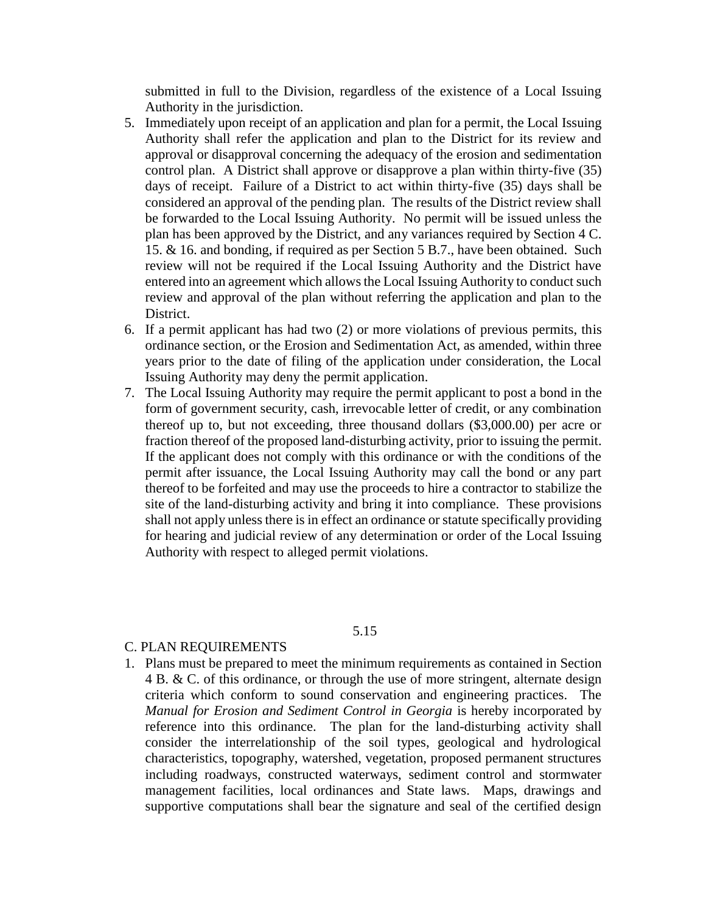submitted in full to the Division, regardless of the existence of a Local Issuing Authority in the jurisdiction.

5. Immediately upon receipt of an application and plan for a permit, the Local Issuing Authority shall refer the application and plan to the District for its review and approval or disapproval concerning the adequacy of the erosion and sedimentation control plan. A District shall approve or disapprove a plan within thirty-five (35) days of receipt. Failure of a District to act within thirty-five (35) days shall be considered an approval of the pending plan. The results of the District review shall be forwarded to the Local Issuing Authority. No permit will be issued unless the plan has been approved by the District, and any variances required by Section 4 C. 15. & 16. and bonding, if required as per Section 5 B.7., have been obtained. Such review will not be required if the Local Issuing Authority and the District have entered into an agreement which allows the Local Issuing Authority to conduct such review and approval of the plan without referring the application and plan to the District.
6. If a permit applicant has had two (2) or more violations of previous permits, this ordinance section, or the Erosion and Sedimentation Act, as amended, within three years prior to the date of filing of the application under consideration, the Local Issuing Authority may deny the permit application.
7. The Local Issuing Authority may require the permit applicant to post a bond in the form of government security, cash, irrevocable letter of credit, or any combination thereof up to, but not exceeding, three thousand dollars ($3,000.00) per acre or fraction thereof of the proposed land-disturbing activity, prior to issuing the permit. If the applicant does not comply with this ordinance or with the conditions of the permit after issuance, the Local Issuing Authority may call the bond or any part thereof to be forfeited and may use the proceeds to hire a contractor to stabilize the site of the land-disturbing activity and bring it into compliance. These provisions shall not apply unless there is in effect an ordinance or statute specifically providing for hearing and judicial review of any determination or order of the Local Issuing Authority with respect to alleged permit violations.

C. PLAN REQUIREMENTS

1. Plans must be prepared to meet the minimum requirements as contained in Section 4 B. & C. of this ordinance, or through the use of more stringent, alternate design criteria which conform to sound conservation and engineering practices. The *Manual for Erosion and Sediment Control in Georgia* is hereby incorporated by reference into this ordinance. The plan for the land-disturbing activity shall consider the interrelationship of the soil types, geological and hydrological characteristics, topography, watershed, vegetation, proposed permanent structures including roadways, constructed waterways, sediment control and stormwater management facilities, local ordinances and State laws. Maps, drawings and supportive computations shall bear the signature and seal of the certified design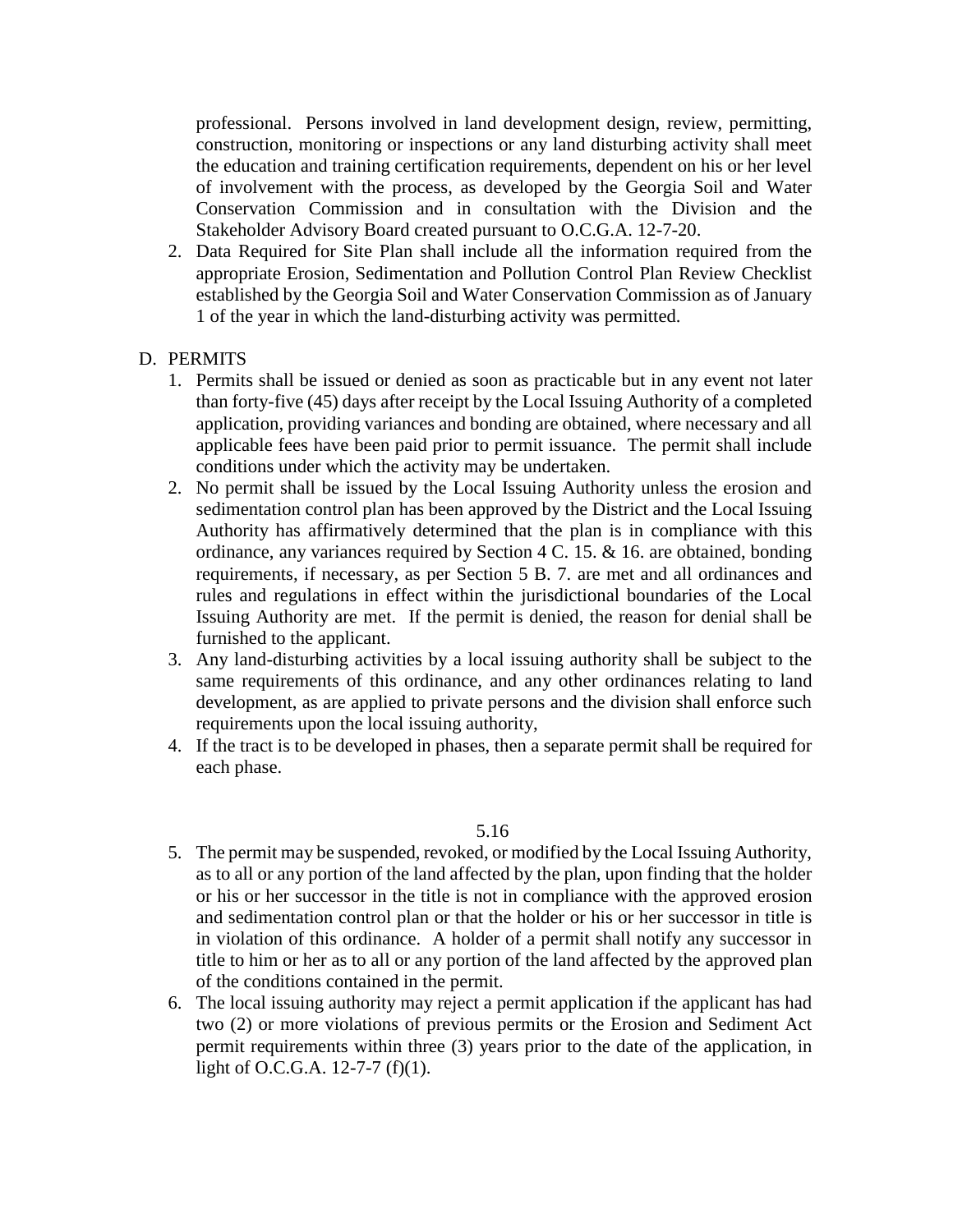professional. Persons involved in land development design, review, permitting, construction, monitoring or inspections or any land disturbing activity shall meet the education and training certification requirements, dependent on his or her level of involvement with the process, as developed by the Georgia Soil and Water Conservation Commission and in consultation with the Division and the Stakeholder Advisory Board created pursuant to O.C.G.A. 12-7-20.

2. Data Required for Site Plan shall include all the information required from the appropriate Erosion, Sedimentation and Pollution Control Plan Review Checklist established by the Georgia Soil and Water Conservation Commission as of January 1 of the year in which the land-disturbing activity was permitted.

D. PERMITS

1. Permits shall be issued or denied as soon as practicable but in any event not later than forty-five (45) days after receipt by the Local Issuing Authority of a completed application, providing variances and bonding are obtained, where necessary and all applicable fees have been paid prior to permit issuance. The permit shall include conditions under which the activity may be undertaken.
2. No permit shall be issued by the Local Issuing Authority unless the erosion and sedimentation control plan has been approved by the District and the Local Issuing Authority has affirmatively determined that the plan is in compliance with this ordinance, any variances required by Section 4 C. 15. & 16. are obtained, bonding requirements, if necessary, as per Section 5 B. 7. are met and all ordinances and rules and regulations in effect within the jurisdictional boundaries of the Local Issuing Authority are met. If the permit is denied, the reason for denial shall be furnished to the applicant.
3. Any land-disturbing activities by a local issuing authority shall be subject to the same requirements of this ordinance, and any other ordinances relating to land development, as are applied to private persons and the division shall enforce such requirements upon the local issuing authority,
4. If the tract is to be developed in phases, then a separate permit shall be required for each phase.
5. The permit may be suspended, revoked, or modified by the Local Issuing Authority, as to all or any portion of the land affected by the plan, upon finding that the holder or his or her successor in the title is not in compliance with the approved erosion and sedimentation control plan or that the holder or his or her successor in title is in violation of this ordinance. A holder of a permit shall notify any successor in title to him or her as to all or any portion of the land affected by the approved plan of the conditions contained in the permit.
6. The local issuing authority may reject a permit application if the applicant has had two (2) or more violations of previous permits or the Erosion and Sediment Act permit requirements within three (3) years prior to the date of the application, in light of O.C.G.A. 12-7-7 (f)(1).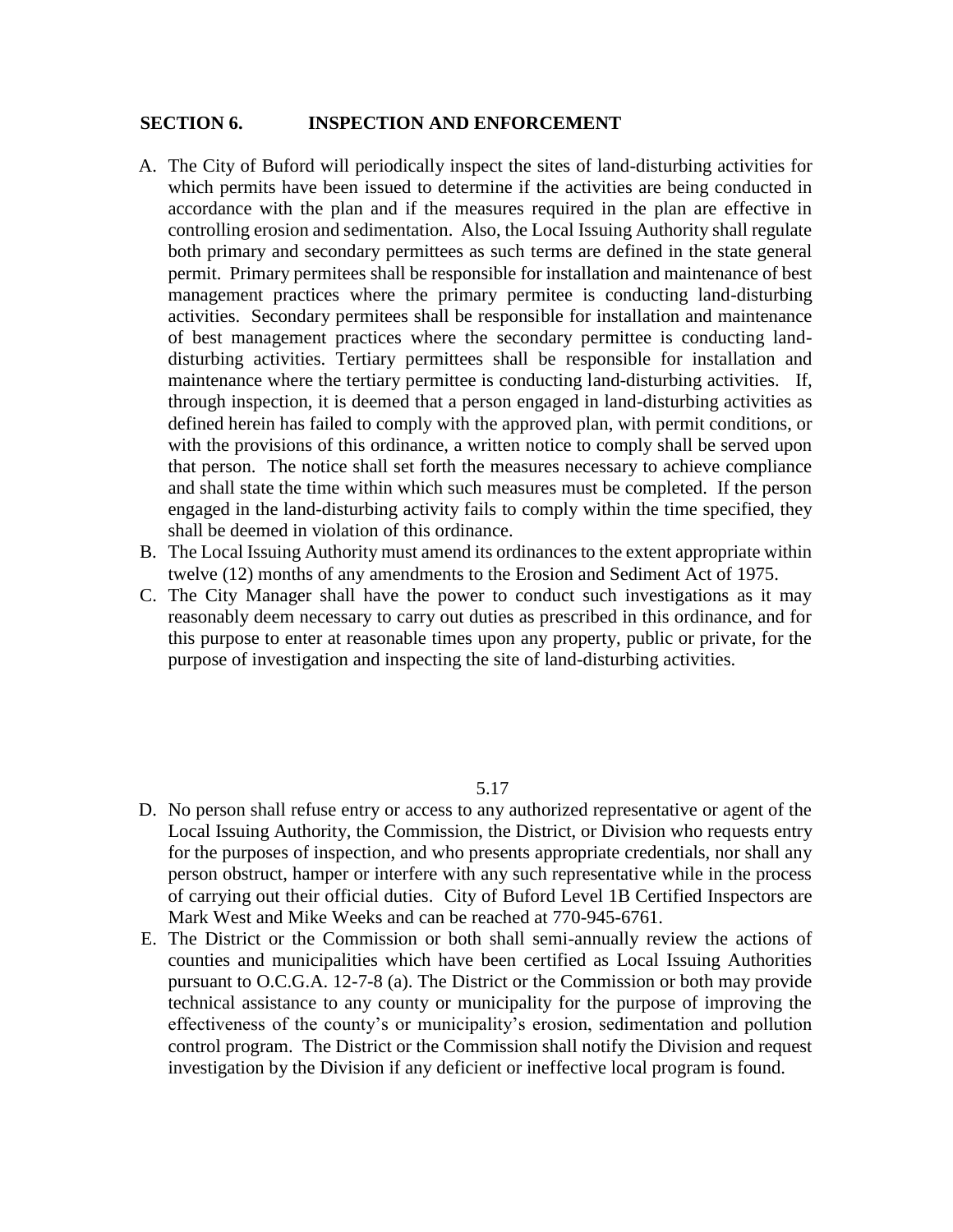## SECTION 6. INSPECTION AND ENFORCEMENT

A. The City of Buford will periodically inspect the sites of land-disturbing activities for which permits have been issued to determine if the activities are being conducted in accordance with the plan and if the measures required in the plan are effective in controlling erosion and sedimentation. Also, the Local Issuing Authority shall regulate both primary and secondary permittees as such terms are defined in the state general permit. Primary permitees shall be responsible for installation and maintenance of best management practices where the primary permitee is conducting land-disturbing activities. Secondary permitees shall be responsible for installation and maintenance of best management practices where the secondary permittee is conducting land-disturbing activities. Tertiary permittees shall be responsible for installation and maintenance where the tertiary permittee is conducting land-disturbing activities. If, through inspection, it is deemed that a person engaged in land-disturbing activities as defined herein has failed to comply with the approved plan, with permit conditions, or with the provisions of this ordinance, a written notice to comply shall be served upon that person. The notice shall set forth the measures necessary to achieve compliance and shall state the time within which such measures must be completed. If the person engaged in the land-disturbing activity fails to comply within the time specified, they shall be deemed in violation of this ordinance.

B. The Local Issuing Authority must amend its ordinances to the extent appropriate within twelve (12) months of any amendments to the Erosion and Sediment Act of 1975.

C. The City Manager shall have the power to conduct such investigations as it may reasonably deem necessary to carry out duties as prescribed in this ordinance, and for this purpose to enter at reasonable times upon any property, public or private, for the purpose of investigation and inspecting the site of land-disturbing activities.

D. No person shall refuse entry or access to any authorized representative or agent of the Local Issuing Authority, the Commission, the District, or Division who requests entry for the purposes of inspection, and who presents appropriate credentials, nor shall any person obstruct, hamper or interfere with any such representative while in the process of carrying out their official duties. City of Buford Level 1B Certified Inspectors are Mark West and Mike Weeks and can be reached at 770-945-6761.

E. The District or the Commission or both shall semi-annually review the actions of counties and municipalities which have been certified as Local Issuing Authorities pursuant to O.C.G.A. 12-7-8 (a). The District or the Commission or both may provide technical assistance to any county or municipality for the purpose of improving the effectiveness of the county's or municipality's erosion, sedimentation and pollution control program. The District or the Commission shall notify the Division and request investigation by the Division if any deficient or ineffective local program is found.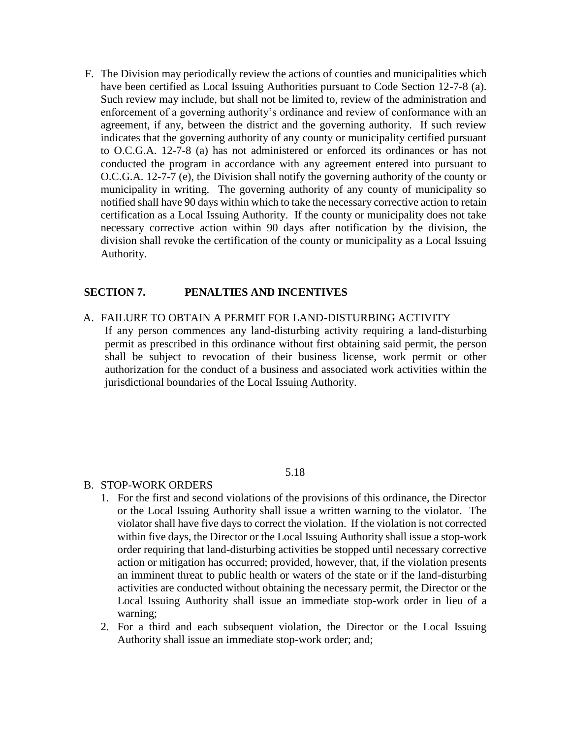F. The Division may periodically review the actions of counties and municipalities which have been certified as Local Issuing Authorities pursuant to Code Section 12-7-8 (a). Such review may include, but shall not be limited to, review of the administration and enforcement of a governing authority's ordinance and review of conformance with an agreement, if any, between the district and the governing authority. If such review indicates that the governing authority of any county or municipality certified pursuant to O.C.G.A. 12-7-8 (a) has not administered or enforced its ordinances or has not conducted the program in accordance with any agreement entered into pursuant to O.C.G.A. 12-7-7 (e), the Division shall notify the governing authority of the county or municipality in writing. The governing authority of any county of municipality so notified shall have 90 days within which to take the necessary corrective action to retain certification as a Local Issuing Authority. If the county or municipality does not take necessary corrective action within 90 days after notification by the division, the division shall revoke the certification of the county or municipality as a Local Issuing Authority.

## SECTION 7. PENALTIES AND INCENTIVES

A. FAILURE TO OBTAIN A PERMIT FOR LAND-DISTURBING ACTIVITY

If any person commences any land-disturbing activity requiring a land-disturbing permit as prescribed in this ordinance without first obtaining said permit, the person shall be subject to revocation of their business license, work permit or other authorization for the conduct of a business and associated work activities within the jurisdictional boundaries of the Local Issuing Authority.

B. STOP-WORK ORDERS

1. For the first and second violations of the provisions of this ordinance, the Director or the Local Issuing Authority shall issue a written warning to the violator. The violator shall have five days to correct the violation. If the violation is not corrected within five days, the Director or the Local Issuing Authority shall issue a stop-work order requiring that land-disturbing activities be stopped until necessary corrective action or mitigation has occurred; provided, however, that, if the violation presents an imminent threat to public health or waters of the state or if the land-disturbing activities are conducted without obtaining the necessary permit, the Director or the Local Issuing Authority shall issue an immediate stop-work order in lieu of a warning;
2. For a third and each subsequent violation, the Director or the Local Issuing Authority shall issue an immediate stop-work order; and;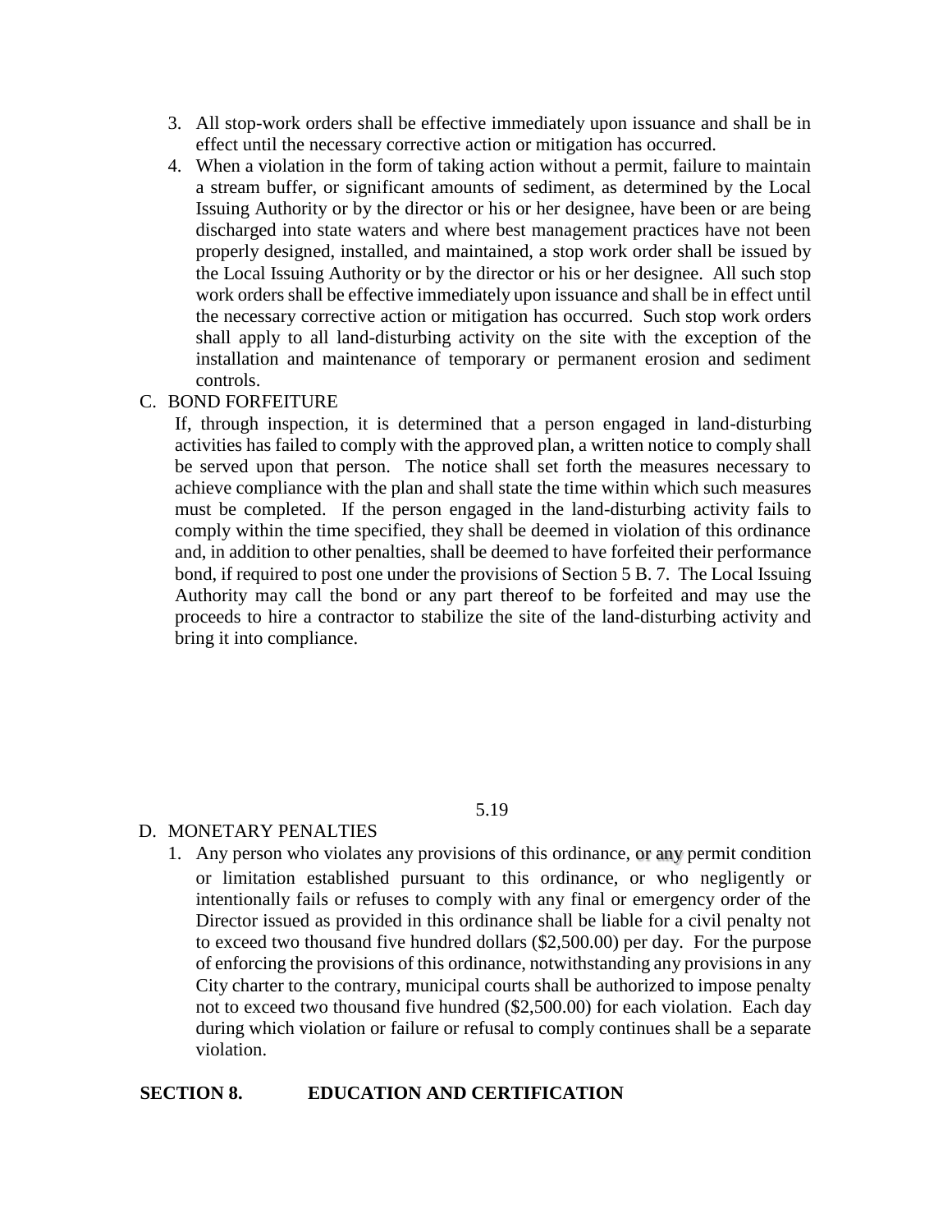3. All stop-work orders shall be effective immediately upon issuance and shall be in effect until the necessary corrective action or mitigation has occurred.
4. When a violation in the form of taking action without a permit, failure to maintain a stream buffer, or significant amounts of sediment, as determined by the Local Issuing Authority or by the director or his or her designee, have been or are being discharged into state waters and where best management practices have not been properly designed, installed, and maintained, a stop work order shall be issued by the Local Issuing Authority or by the director or his or her designee. All such stop work orders shall be effective immediately upon issuance and shall be in effect until the necessary corrective action or mitigation has occurred. Such stop work orders shall apply to all land-disturbing activity on the site with the exception of the installation and maintenance of temporary or permanent erosion and sediment controls.

C. BOND FORFEITURE

If, through inspection, it is determined that a person engaged in land-disturbing activities has failed to comply with the approved plan, a written notice to comply shall be served upon that person. The notice shall set forth the measures necessary to achieve compliance with the plan and shall state the time within which such measures must be completed. If the person engaged in the land-disturbing activity fails to comply within the time specified, they shall be deemed in violation of this ordinance and, in addition to other penalties, shall be deemed to have forfeited their performance bond, if required to post one under the provisions of Section 5 B. 7. The Local Issuing Authority may call the bond or any part thereof to be forfeited and may use the proceeds to hire a contractor to stabilize the site of the land-disturbing activity and bring it into compliance.

D. MONETARY PENALTIES

1. Any person who violates any provisions of this ordinance, or any permit condition or limitation established pursuant to this ordinance, or who negligently or intentionally fails or refuses to comply with any final or emergency order of the Director issued as provided in this ordinance shall be liable for a civil penalty not to exceed two thousand five hundred dollars ($2,500.00) per day. For the purpose of enforcing the provisions of this ordinance, notwithstanding any provisions in any City charter to the contrary, municipal courts shall be authorized to impose penalty not to exceed two thousand five hundred ($2,500.00) for each violation. Each day during which violation or failure or refusal to comply continues shall be a separate violation.

## SECTION 8. EDUCATION AND CERTIFICATION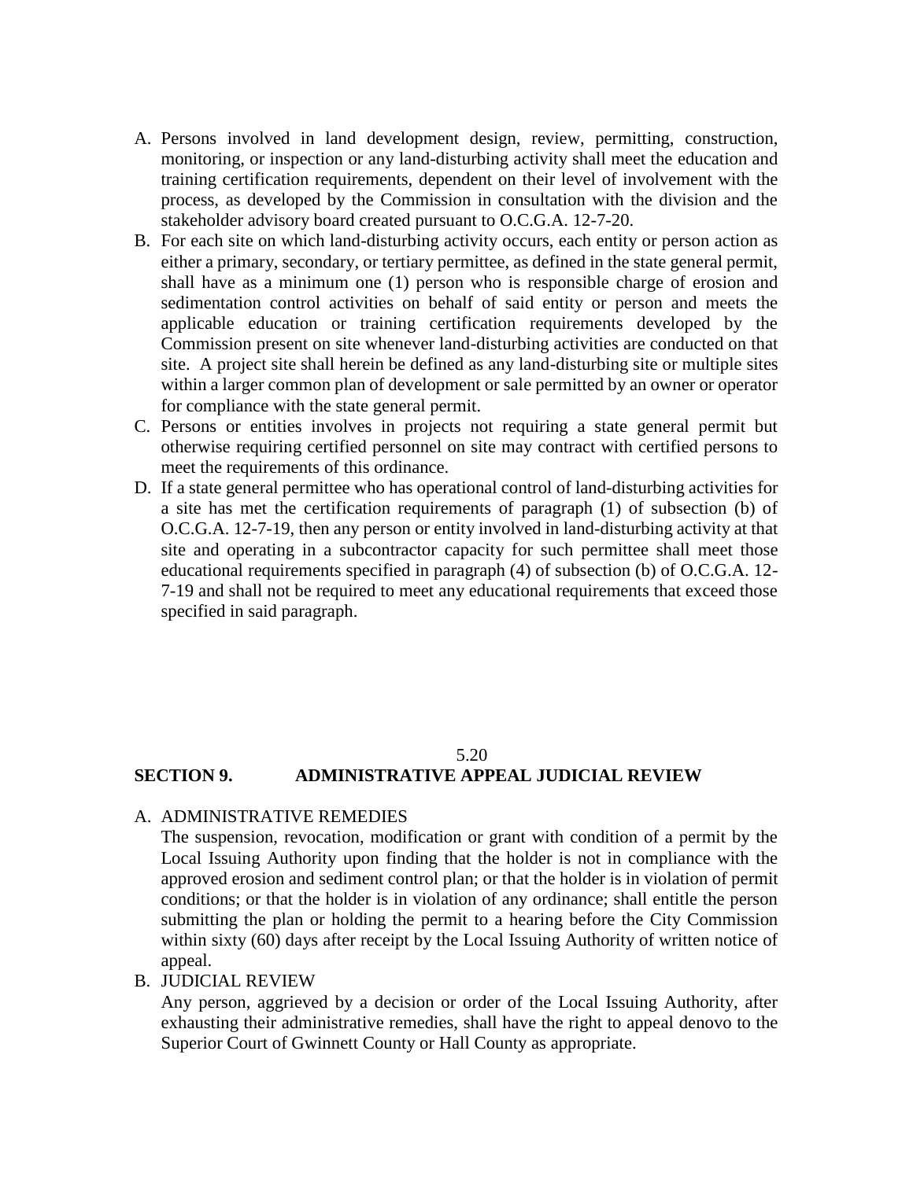A. Persons involved in land development design, review, permitting, construction, monitoring, or inspection or any land-disturbing activity shall meet the education and training certification requirements, dependent on their level of involvement with the process, as developed by the Commission in consultation with the division and the stakeholder advisory board created pursuant to O.C.G.A. 12-7-20.
B. For each site on which land-disturbing activity occurs, each entity or person action as either a primary, secondary, or tertiary permittee, as defined in the state general permit, shall have as a minimum one (1) person who is responsible charge of erosion and sedimentation control activities on behalf of said entity or person and meets the applicable education or training certification requirements developed by the Commission present on site whenever land-disturbing activities are conducted on that site. A project site shall herein be defined as any land-disturbing site or multiple sites within a larger common plan of development or sale permitted by an owner or operator for compliance with the state general permit.
C. Persons or entities involves in projects not requiring a state general permit but otherwise requiring certified personnel on site may contract with certified persons to meet the requirements of this ordinance.
D. If a state general permittee who has operational control of land-disturbing activities for a site has met the certification requirements of paragraph (1) of subsection (b) of O.C.G.A. 12-7-19, then any person or entity involved in land-disturbing activity at that site and operating in a subcontractor capacity for such permittee shall meet those educational requirements specified in paragraph (4) of subsection (b) of O.C.G.A. 12-7-19 and shall not be required to meet any educational requirements that exceed those specified in said paragraph.

## SECTION 9. ADMINISTRATIVE APPEAL JUDICIAL REVIEW

A. ADMINISTRATIVE REMEDIES

   The suspension, revocation, modification or grant with condition of a permit by the Local Issuing Authority upon finding that the holder is not in compliance with the approved erosion and sediment control plan; or that the holder is in violation of permit conditions; or that the holder is in violation of any ordinance; shall entitle the person submitting the plan or holding the permit to a hearing before the City Commission within sixty (60) days after receipt by the Local Issuing Authority of written notice of appeal.

B. JUDICIAL REVIEW

   Any person, aggrieved by a decision or order of the Local Issuing Authority, after exhausting their administrative remedies, shall have the right to appeal denovo to the Superior Court of Gwinnett County or Hall County as appropriate.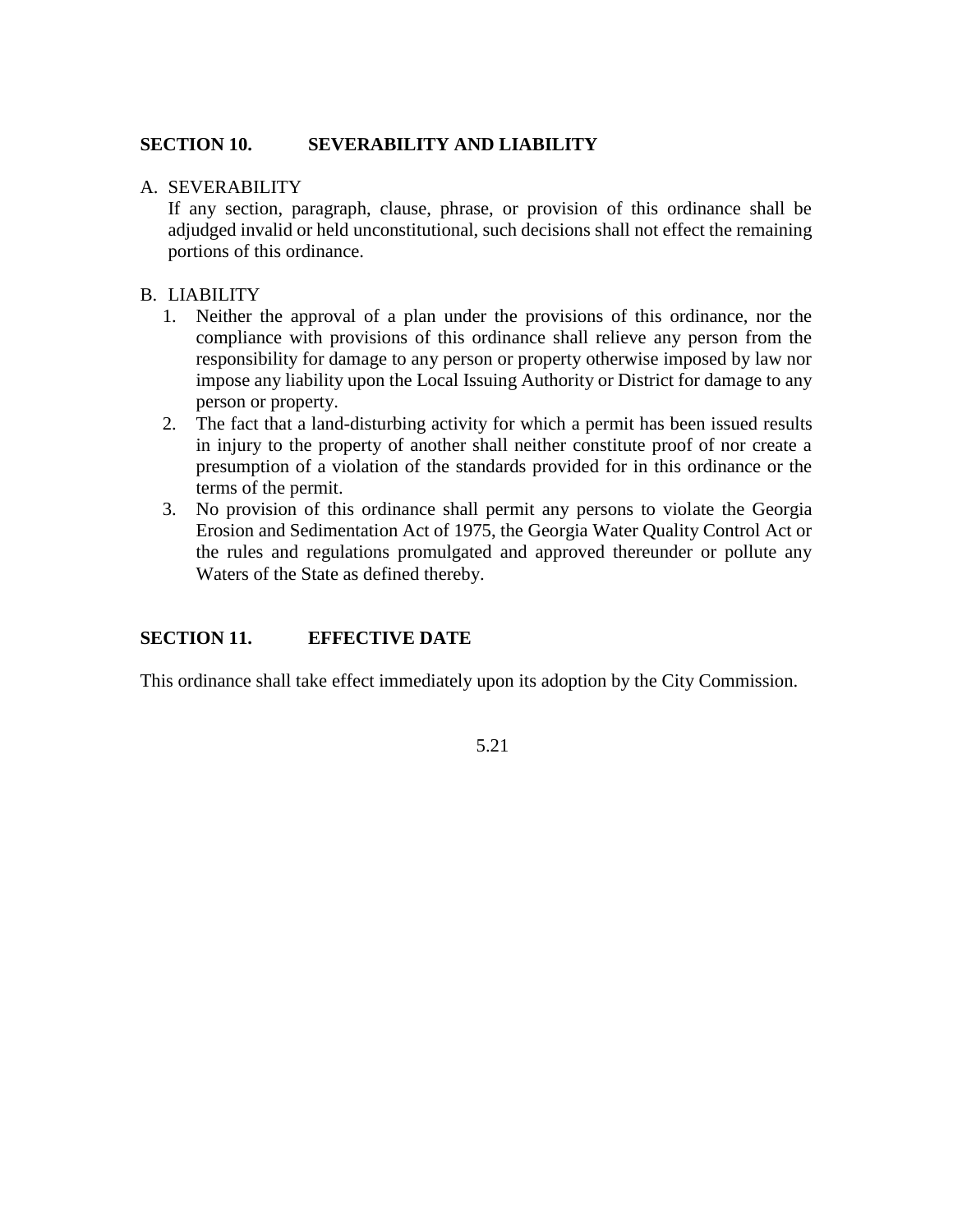## SECTION 10. SEVERABILITY AND LIABILITY

A. SEVERABILITY

If any section, paragraph, clause, phrase, or provision of this ordinance shall be adjudged invalid or held unconstitutional, such decisions shall not effect the remaining portions of this ordinance.

B. LIABILITY

1. Neither the approval of a plan under the provisions of this ordinance, nor the compliance with provisions of this ordinance shall relieve any person from the responsibility for damage to any person or property otherwise imposed by law nor impose any liability upon the Local Issuing Authority or District for damage to any person or property.
2. The fact that a land-disturbing activity for which a permit has been issued results in injury to the property of another shall neither constitute proof of nor create a presumption of a violation of the standards provided for in this ordinance or the terms of the permit.
3. No provision of this ordinance shall permit any persons to violate the Georgia Erosion and Sedimentation Act of 1975, the Georgia Water Quality Control Act or the rules and regulations promulgated and approved thereunder or pollute any Waters of the State as defined thereby.

## SECTION 11. EFFECTIVE DATE

This ordinance shall take effect immediately upon its adoption by the City Commission.